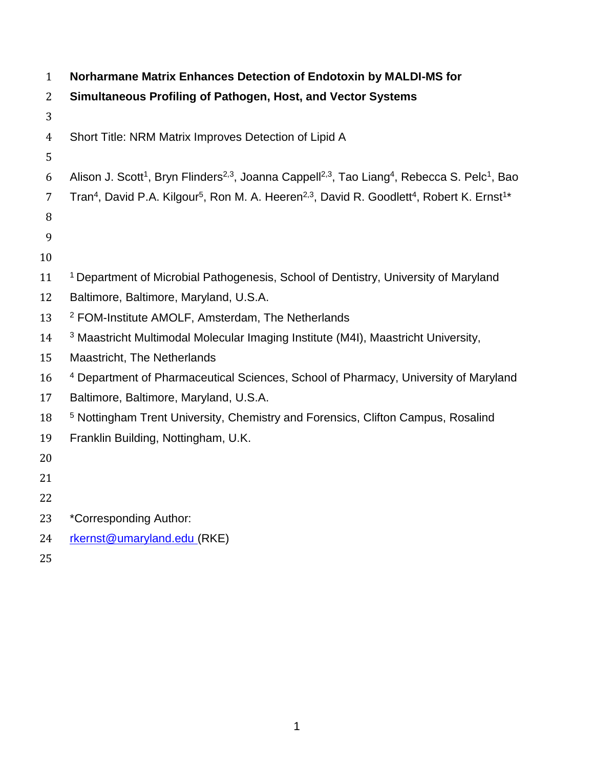# Norharmane Matrix Enhances Detection of Endotoxin by MALDI-MS for Simultaneous Profiling of Pathogen, Host, and Vector Systems

Short Title: NRM Matrix Improves Detection of Lipid A

Alison J. Scott[1], Bryn Flinders[2,3], Joanna Cappell[2,3], Tao Liang[4], Rebecca S. Pelc[1], Bao Tran[4], David P.A. Kilgour[5], Ron M. A. Heeren[2,3], David R. Goodlett[4], Robert K. Ernst[1]*

[1] Department of Microbial Pathogenesis, School of Dentistry, University of Maryland Baltimore, Baltimore, Maryland, U.S.A.

[2] FOM-Institute AMOLF, Amsterdam, The Netherlands

[3] Maastricht Multimodal Molecular Imaging Institute (M4I), Maastricht University, Maastricht, The Netherlands

[4] Department of Pharmaceutical Sciences, School of Pharmacy, University of Maryland Baltimore, Baltimore, Maryland, U.S.A.

[5] Nottingham Trent University, Chemistry and Forensics, Clifton Campus, Rosalind Franklin Building, Nottingham, U.K.

*Corresponding Author:

rkernst@umaryland.edu (RKE)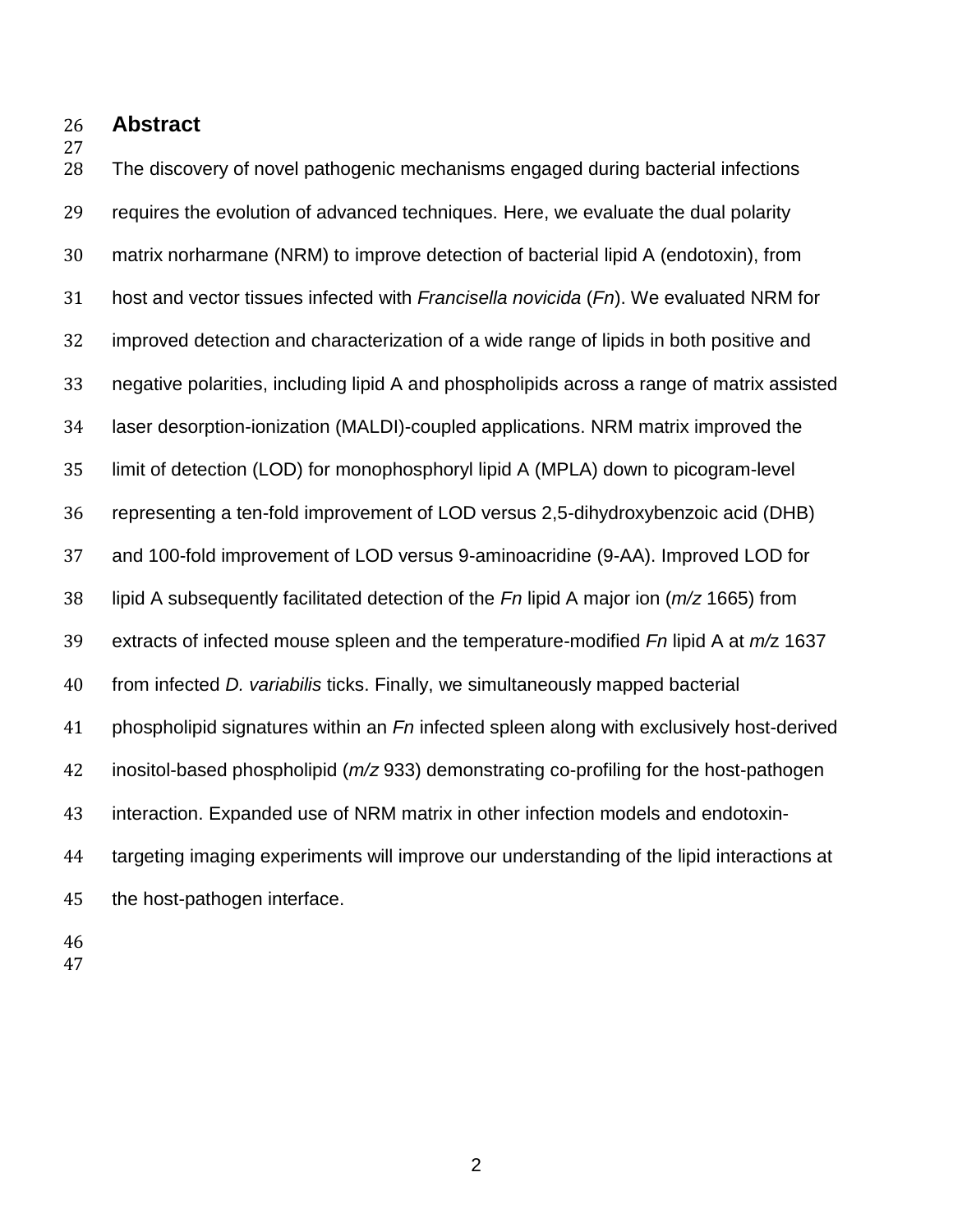## Abstract

The discovery of novel pathogenic mechanisms engaged during bacterial infections requires the evolution of advanced techniques. Here, we evaluate the dual polarity matrix norharmane (NRM) to improve detection of bacterial lipid A (endotoxin), from host and vector tissues infected with *Francisella novicida* (*Fn*). We evaluated NRM for improved detection and characterization of a wide range of lipids in both positive and negative polarities, including lipid A and phospholipids across a range of matrix assisted laser desorption-ionization (MALDI)-coupled applications. NRM matrix improved the limit of detection (LOD) for monophosphoryl lipid A (MPLA) down to picogram-level representing a ten-fold improvement of LOD versus 2,5-dihydroxybenzoic acid (DHB) and 100-fold improvement of LOD versus 9-aminoacridine (9-AA). Improved LOD for lipid A subsequently facilitated detection of the *Fn* lipid A major ion (*m/z* 1665) from extracts of infected mouse spleen and the temperature-modified *Fn* lipid A at *m/z* 1637 from infected *D. variabilis* ticks. Finally, we simultaneously mapped bacterial phospholipid signatures within an *Fn* infected spleen along with exclusively host-derived inositol-based phospholipid (*m/z* 933) demonstrating co-profiling for the host-pathogen interaction. Expanded use of NRM matrix in other infection models and endotoxin-targeting imaging experiments will improve our understanding of the lipid interactions at the host-pathogen interface.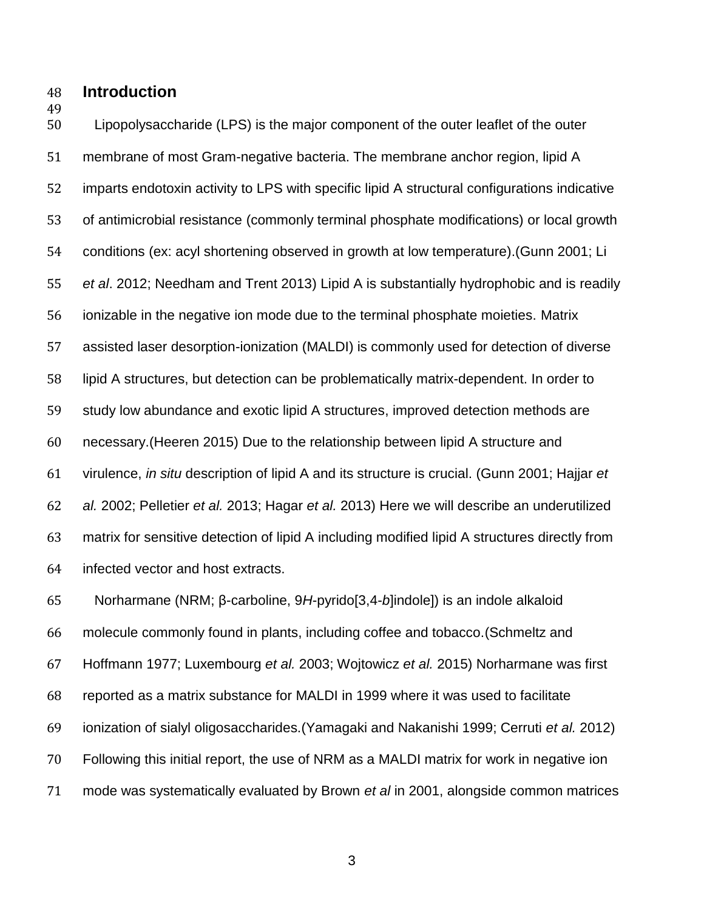## Introduction

Lipopolysaccharide (LPS) is the major component of the outer leaflet of the outer membrane of most Gram-negative bacteria. The membrane anchor region, lipid A imparts endotoxin activity to LPS with specific lipid A structural configurations indicative of antimicrobial resistance (commonly terminal phosphate modifications) or local growth conditions (ex: acyl shortening observed in growth at low temperature).(Gunn 2001; Li *et al*. 2012; Needham and Trent 2013) Lipid A is substantially hydrophobic and is readily ionizable in the negative ion mode due to the terminal phosphate moieties. Matrix assisted laser desorption-ionization (MALDI) is commonly used for detection of diverse lipid A structures, but detection can be problematically matrix-dependent. In order to study low abundance and exotic lipid A structures, improved detection methods are necessary.(Heeren 2015) Due to the relationship between lipid A structure and virulence, *in situ* description of lipid A and its structure is crucial. (Gunn 2001; Hajjar *et al.* 2002; Pelletier *et al.* 2013; Hagar *et al.* 2013) Here we will describe an underutilized matrix for sensitive detection of lipid A including modified lipid A structures directly from infected vector and host extracts.

Norharmane (NRM; β-carboline, 9*H*-pyrido[3,4-*b*]indole]) is an indole alkaloid molecule commonly found in plants, including coffee and tobacco.(Schmeltz and Hoffmann 1977; Luxembourg *et al.* 2003; Wojtowicz *et al.* 2015) Norharmane was first reported as a matrix substance for MALDI in 1999 where it was used to facilitate ionization of sialyl oligosaccharides.(Yamagaki and Nakanishi 1999; Cerruti *et al.* 2012) Following this initial report, the use of NRM as a MALDI matrix for work in negative ion mode was systematically evaluated by Brown *et al* in 2001, alongside common matrices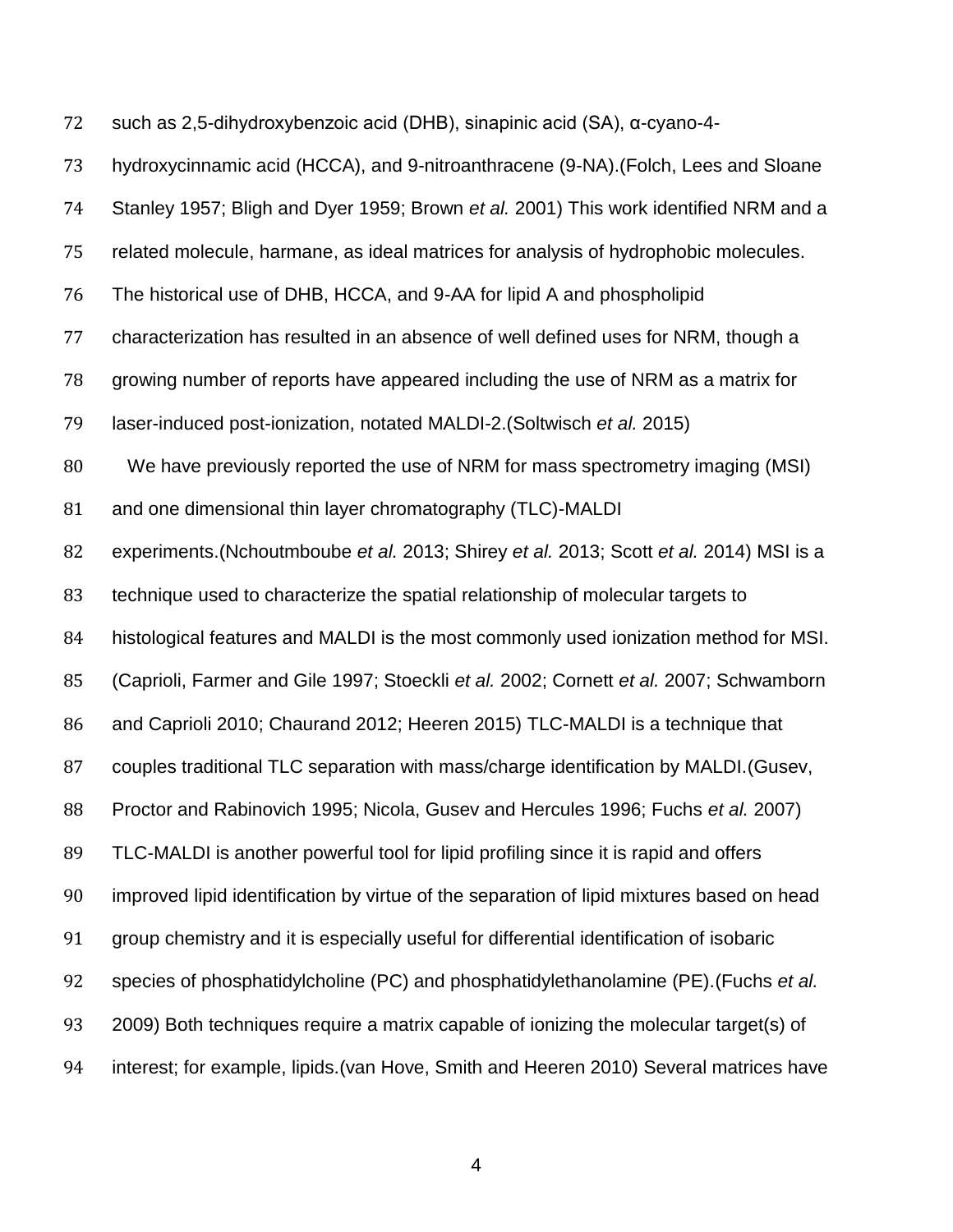such as 2,5-dihydroxybenzoic acid (DHB), sinapinic acid (SA), α-cyano-4-hydroxycinnamic acid (HCCA), and 9-nitroanthracene (9-NA).(Folch, Lees and Sloane Stanley 1957; Bligh and Dyer 1959; Brown *et al.* 2001) This work identified NRM and a related molecule, harmane, as ideal matrices for analysis of hydrophobic molecules. The historical use of DHB, HCCA, and 9-AA for lipid A and phospholipid characterization has resulted in an absence of well defined uses for NRM, though a growing number of reports have appeared including the use of NRM as a matrix for laser-induced post-ionization, notated MALDI-2.(Soltwisch *et al.* 2015)

We have previously reported the use of NRM for mass spectrometry imaging (MSI) and one dimensional thin layer chromatography (TLC)-MALDI experiments.(Nchoutmboube *et al.* 2013; Shirey *et al.* 2013; Scott *et al.* 2014) MSI is a technique used to characterize the spatial relationship of molecular targets to histological features and MALDI is the most commonly used ionization method for MSI. (Caprioli, Farmer and Gile 1997; Stoeckli *et al.* 2002; Cornett *et al.* 2007; Schwamborn and Caprioli 2010; Chaurand 2012; Heeren 2015) TLC-MALDI is a technique that couples traditional TLC separation with mass/charge identification by MALDI.(Gusev, Proctor and Rabinovich 1995; Nicola, Gusev and Hercules 1996; Fuchs *et al.* 2007) TLC-MALDI is another powerful tool for lipid profiling since it is rapid and offers improved lipid identification by virtue of the separation of lipid mixtures based on head group chemistry and it is especially useful for differential identification of isobaric species of phosphatidylcholine (PC) and phosphatidylethanolamine (PE).(Fuchs *et al.* 2009) Both techniques require a matrix capable of ionizing the molecular target(s) of interest; for example, lipids.(van Hove, Smith and Heeren 2010) Several matrices have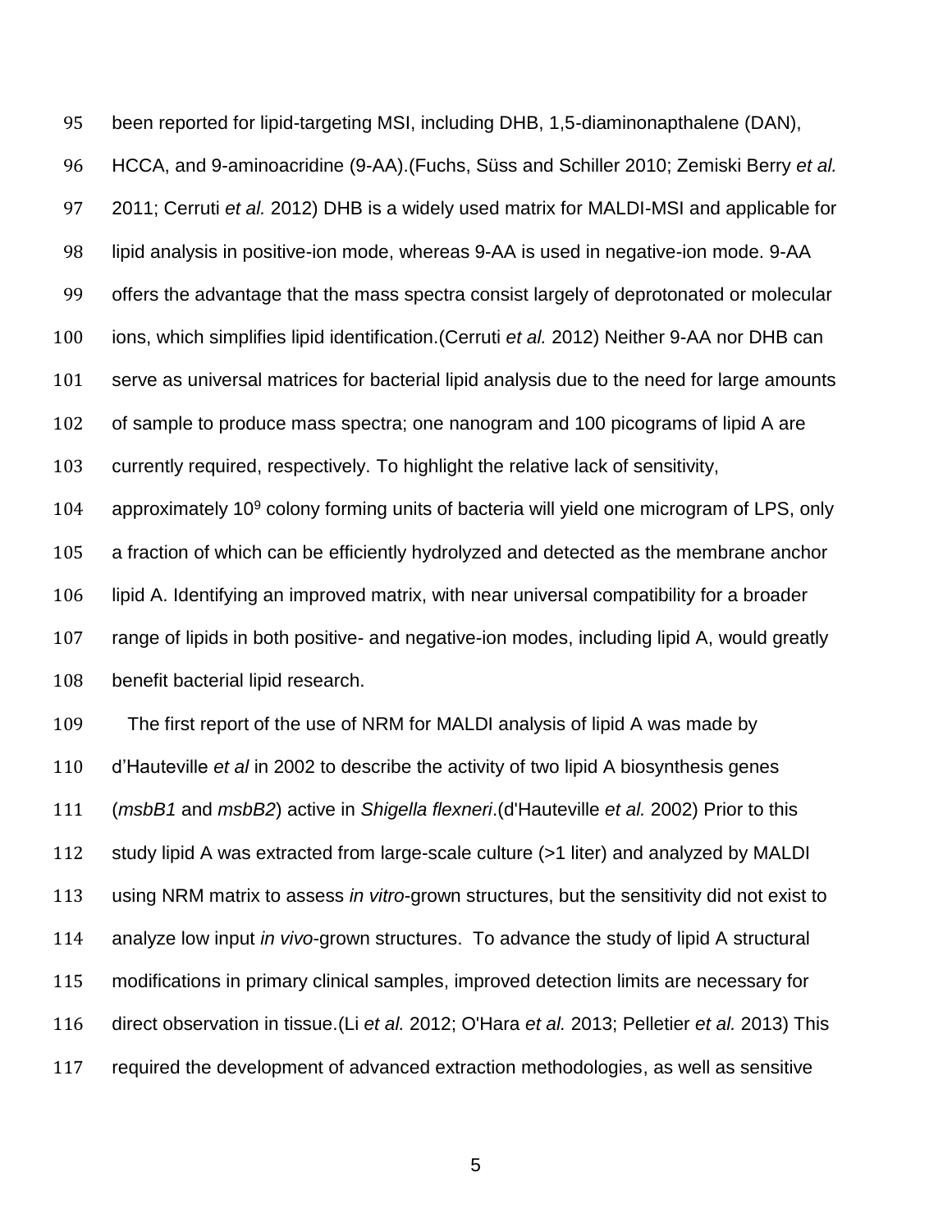been reported for lipid-targeting MSI, including DHB, 1,5-diaminonapthalene (DAN), HCCA, and 9-aminoacridine (9-AA).(Fuchs, Süss and Schiller 2010; Zemiski Berry *et al.* 2011; Cerruti *et al.* 2012) DHB is a widely used matrix for MALDI-MSI and applicable for lipid analysis in positive-ion mode, whereas 9-AA is used in negative-ion mode. 9-AA offers the advantage that the mass spectra consist largely of deprotonated or molecular ions, which simplifies lipid identification.(Cerruti *et al.* 2012) Neither 9-AA nor DHB can serve as universal matrices for bacterial lipid analysis due to the need for large amounts of sample to produce mass spectra; one nanogram and 100 picograms of lipid A are currently required, respectively. To highlight the relative lack of sensitivity, approximately $10^9$ colony forming units of bacteria will yield one microgram of LPS, only a fraction of which can be efficiently hydrolyzed and detected as the membrane anchor lipid A. Identifying an improved matrix, with near universal compatibility for a broader range of lipids in both positive- and negative-ion modes, including lipid A, would greatly benefit bacterial lipid research.

The first report of the use of NRM for MALDI analysis of lipid A was made by d'Hauteville *et al* in 2002 to describe the activity of two lipid A biosynthesis genes (*msbB1* and *msbB2*) active in *Shigella flexneri*.(d'Hauteville *et al.* 2002) Prior to this study lipid A was extracted from large-scale culture (>1 liter) and analyzed by MALDI using NRM matrix to assess *in vitro*-grown structures, but the sensitivity did not exist to analyze low input *in vivo*-grown structures. To advance the study of lipid A structural modifications in primary clinical samples, improved detection limits are necessary for direct observation in tissue.(Li *et al.* 2012; O'Hara *et al.* 2013; Pelletier *et al.* 2013) This required the development of advanced extraction methodologies, as well as sensitive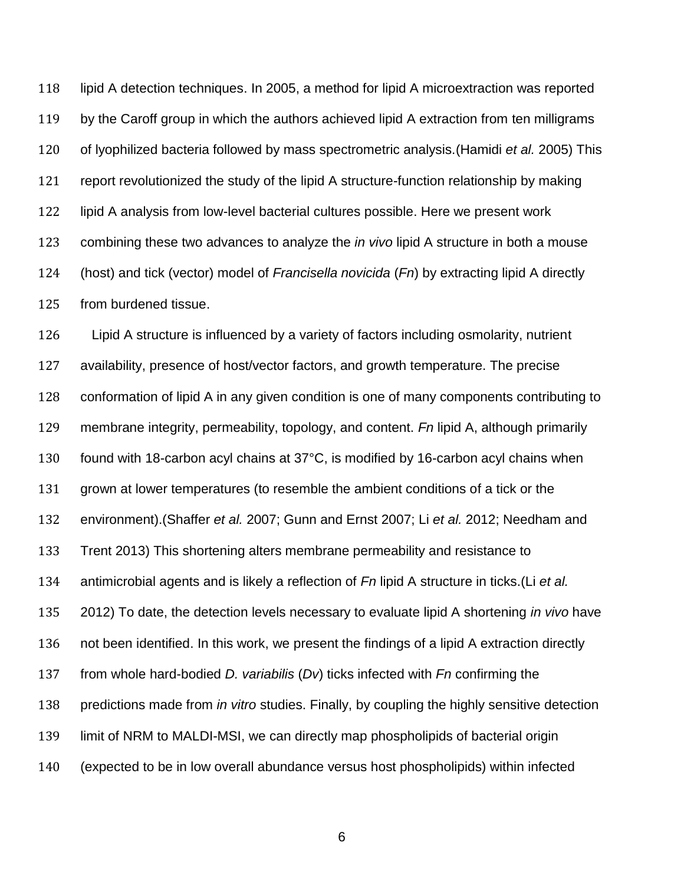lipid A detection techniques. In 2005, a method for lipid A microextraction was reported by the Caroff group in which the authors achieved lipid A extraction from ten milligrams of lyophilized bacteria followed by mass spectrometric analysis.(Hamidi *et al.* 2005) This report revolutionized the study of the lipid A structure-function relationship by making lipid A analysis from low-level bacterial cultures possible. Here we present work combining these two advances to analyze the *in vivo* lipid A structure in both a mouse (host) and tick (vector) model of *Francisella novicida* (*Fn*) by extracting lipid A directly from burdened tissue.

Lipid A structure is influenced by a variety of factors including osmolarity, nutrient availability, presence of host/vector factors, and growth temperature. The precise conformation of lipid A in any given condition is one of many components contributing to membrane integrity, permeability, topology, and content. *Fn* lipid A, although primarily found with 18-carbon acyl chains at 37°C, is modified by 16-carbon acyl chains when grown at lower temperatures (to resemble the ambient conditions of a tick or the environment).(Shaffer *et al.* 2007; Gunn and Ernst 2007; Li *et al.* 2012; Needham and Trent 2013) This shortening alters membrane permeability and resistance to antimicrobial agents and is likely a reflection of *Fn* lipid A structure in ticks.(Li *et al.* 2012) To date, the detection levels necessary to evaluate lipid A shortening *in vivo* have not been identified. In this work, we present the findings of a lipid A extraction directly from whole hard-bodied *D. variabilis* (*Dv*) ticks infected with *Fn* confirming the predictions made from *in vitro* studies. Finally, by coupling the highly sensitive detection limit of NRM to MALDI-MSI, we can directly map phospholipids of bacterial origin (expected to be in low overall abundance versus host phospholipids) within infected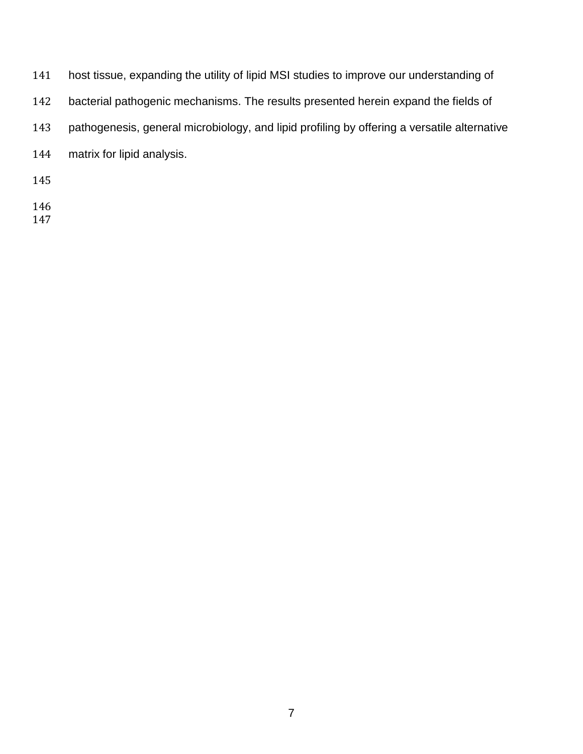host tissue, expanding the utility of lipid MSI studies to improve our understanding of bacterial pathogenic mechanisms. The results presented herein expand the fields of pathogenesis, general microbiology, and lipid profiling by offering a versatile alternative matrix for lipid analysis.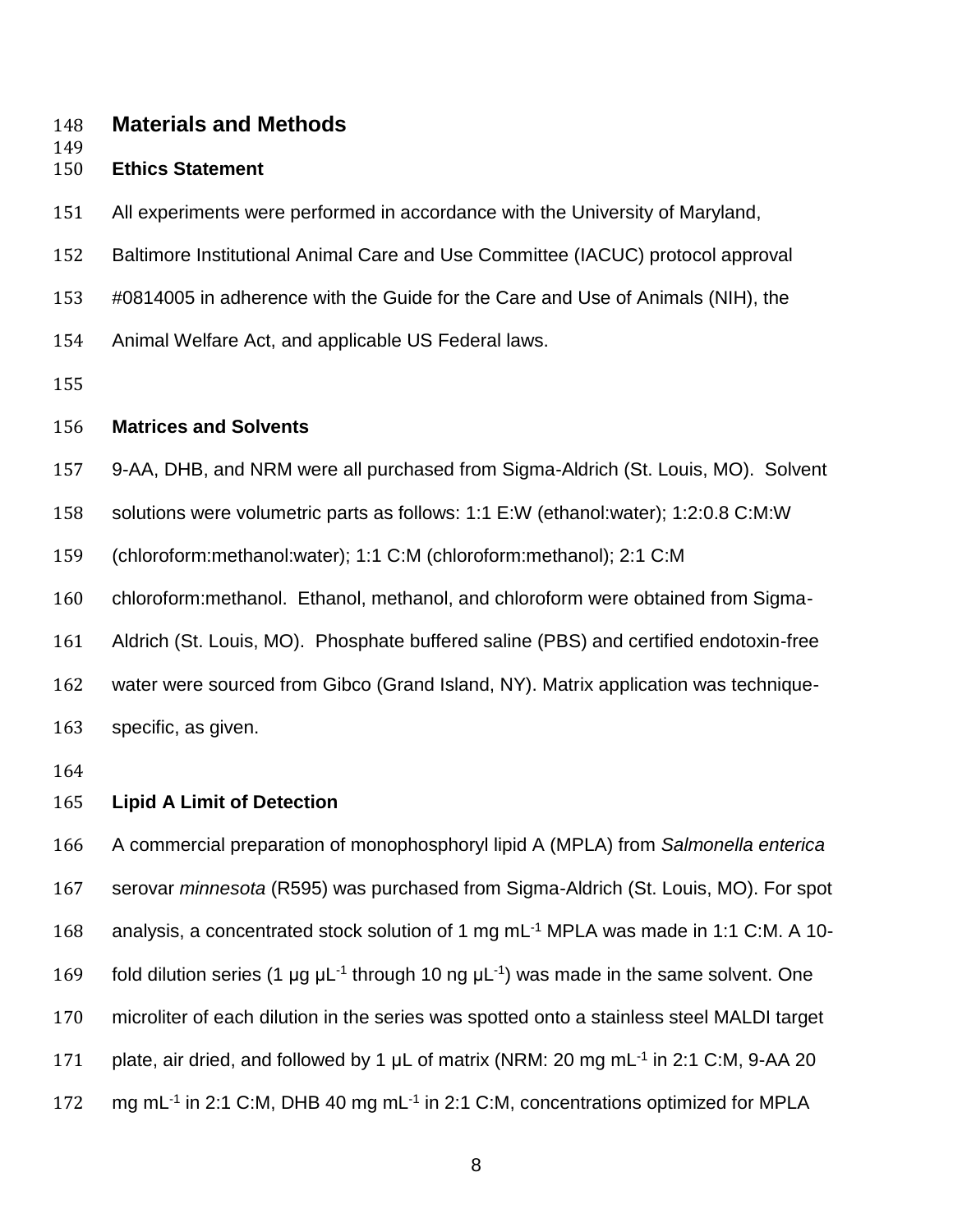## Materials and Methods

### Ethics Statement

All experiments were performed in accordance with the University of Maryland, Baltimore Institutional Animal Care and Use Committee (IACUC) protocol approval #0814005 in adherence with the Guide for the Care and Use of Animals (NIH), the Animal Welfare Act, and applicable US Federal laws.

### Matrices and Solvents

9-AA, DHB, and NRM were all purchased from Sigma-Aldrich (St. Louis, MO). Solvent solutions were volumetric parts as follows: 1:1 E:W (ethanol:water); 1:2:0.8 C:M:W (chloroform:methanol:water); 1:1 C:M (chloroform:methanol); 2:1 C:M chloroform:methanol. Ethanol, methanol, and chloroform were obtained from Sigma-Aldrich (St. Louis, MO). Phosphate buffered saline (PBS) and certified endotoxin-free water were sourced from Gibco (Grand Island, NY). Matrix application was technique-specific, as given.

### Lipid A Limit of Detection

A commercial preparation of monophosphoryl lipid A (MPLA) from *Salmonella enterica* serovar *minnesota* (R595) was purchased from Sigma-Aldrich (St. Louis, MO). For spot analysis, a concentrated stock solution of 1 mg $mL^{-1}$ MPLA was made in 1:1 C:M. A 10-fold dilution series (1 µg $\mu L^{-1}$ through 10 ng $\mu L^{-1}$) was made in the same solvent. One microliter of each dilution in the series was spotted onto a stainless steel MALDI target plate, air dried, and followed by 1 µL of matrix (NRM: 20 mg $mL^{-1}$ in 2:1 C:M, 9-AA 20 mg $mL^{-1}$ in 2:1 C:M, DHB 40 mg $mL^{-1}$ in 2:1 C:M, concentrations optimized for MPLA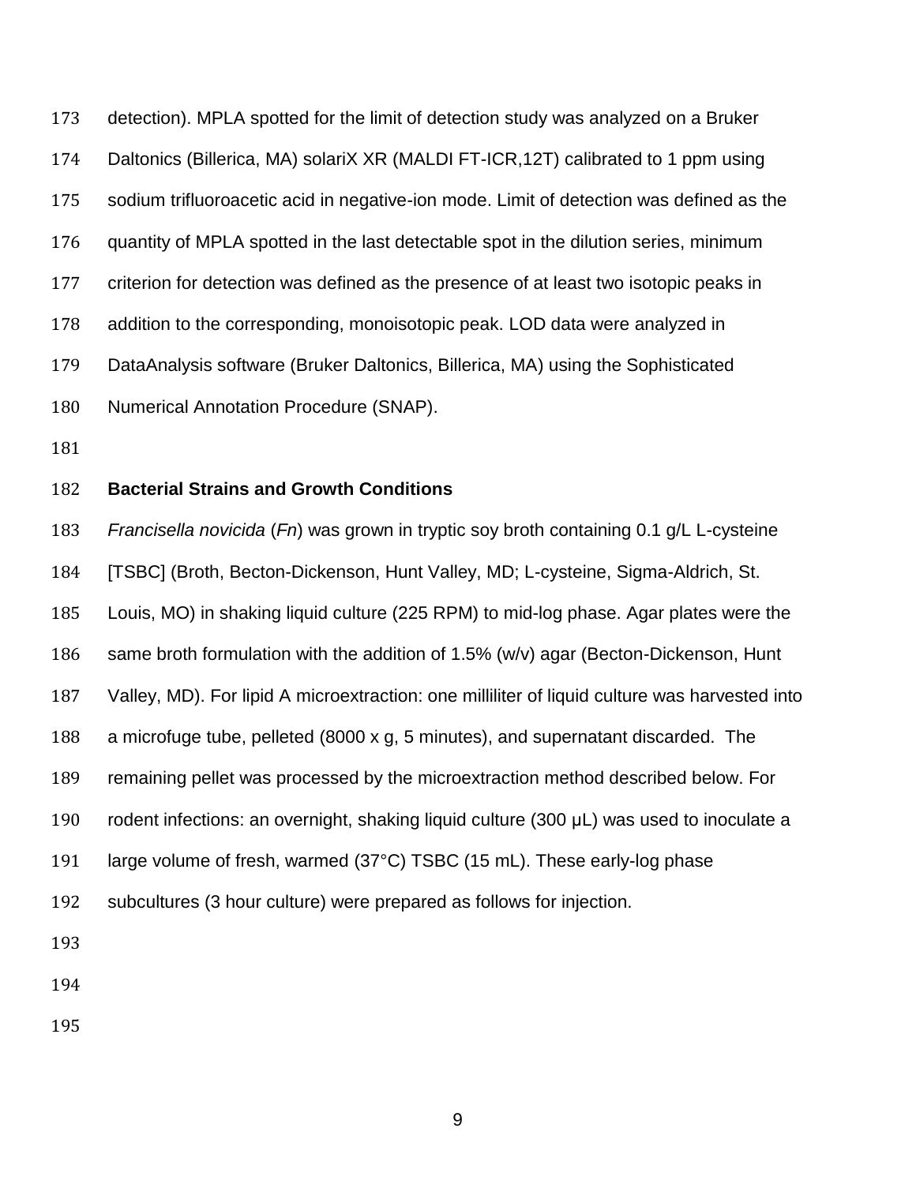detection). MPLA spotted for the limit of detection study was analyzed on a Bruker Daltonics (Billerica, MA) solariX XR (MALDI FT-ICR,12T) calibrated to 1 ppm using sodium trifluoroacetic acid in negative-ion mode. Limit of detection was defined as the quantity of MPLA spotted in the last detectable spot in the dilution series, minimum criterion for detection was defined as the presence of at least two isotopic peaks in addition to the corresponding, monoisotopic peak. LOD data were analyzed in DataAnalysis software (Bruker Daltonics, Billerica, MA) using the Sophisticated Numerical Annotation Procedure (SNAP).

**Bacterial Strains and Growth Conditions**

*Francisella novicida* (*Fn*) was grown in tryptic soy broth containing 0.1 g/L L-cysteine [TSBC] (Broth, Becton-Dickenson, Hunt Valley, MD; L-cysteine, Sigma-Aldrich, St. Louis, MO) in shaking liquid culture (225 RPM) to mid-log phase. Agar plates were the same broth formulation with the addition of 1.5% (w/v) agar (Becton-Dickenson, Hunt Valley, MD). For lipid A microextraction: one milliliter of liquid culture was harvested into a microfuge tube, pelleted (8000 x g, 5 minutes), and supernatant discarded. The remaining pellet was processed by the microextraction method described below. For rodent infections: an overnight, shaking liquid culture (300 µL) was used to inoculate a large volume of fresh, warmed (37°C) TSBC (15 mL). These early-log phase subcultures (3 hour culture) were prepared as follows for injection.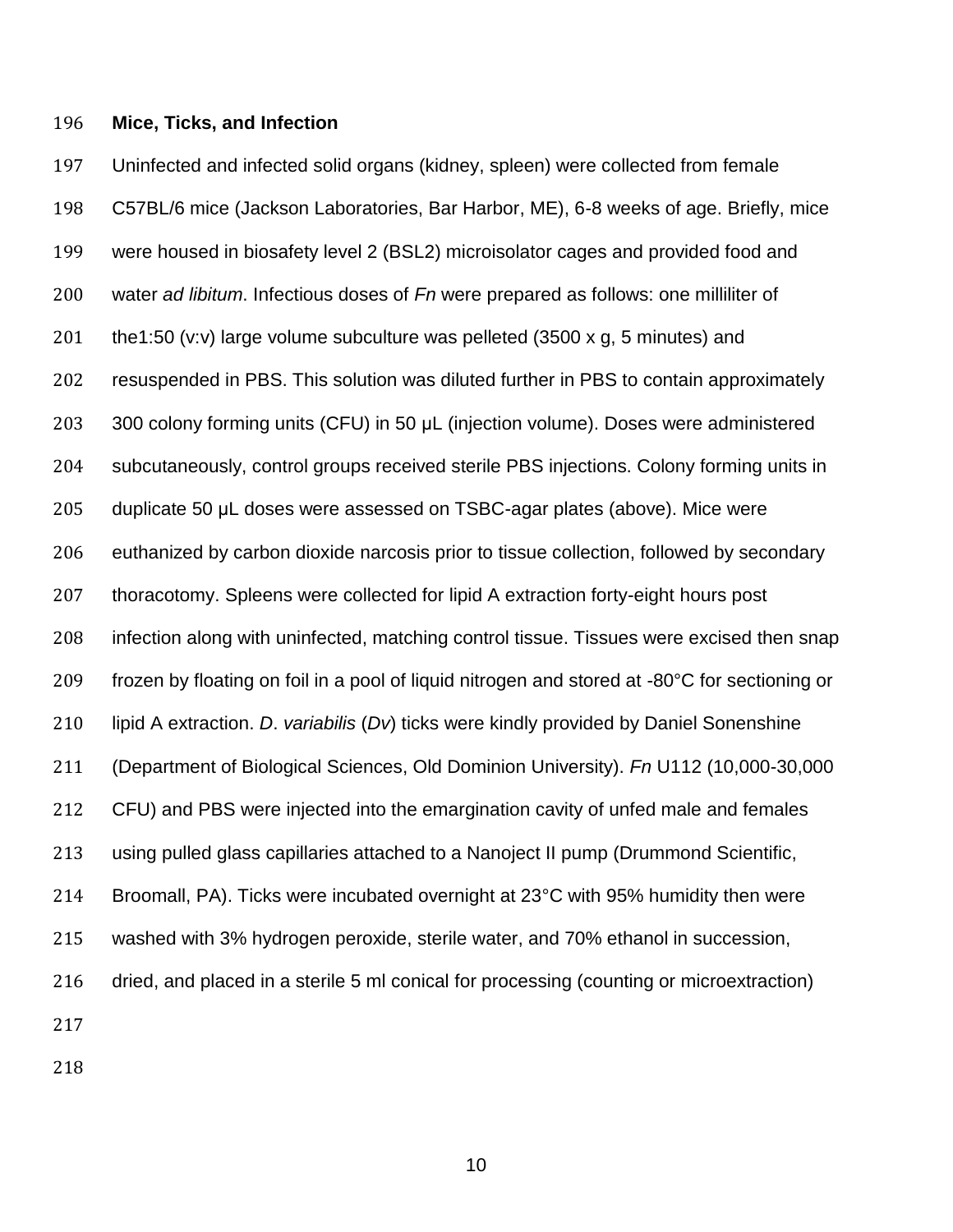**Mice, Ticks, and Infection**

Uninfected and infected solid organs (kidney, spleen) were collected from female C57BL/6 mice (Jackson Laboratories, Bar Harbor, ME), 6-8 weeks of age. Briefly, mice were housed in biosafety level 2 (BSL2) microisolator cages and provided food and water *ad libitum*. Infectious doses of *Fn* were prepared as follows: one milliliter of the1:50 (v:v) large volume subculture was pelleted (3500 x g, 5 minutes) and resuspended in PBS. This solution was diluted further in PBS to contain approximately 300 colony forming units (CFU) in 50 µL (injection volume). Doses were administered subcutaneously, control groups received sterile PBS injections. Colony forming units in duplicate 50 µL doses were assessed on TSBC-agar plates (above). Mice were euthanized by carbon dioxide narcosis prior to tissue collection, followed by secondary thoracotomy. Spleens were collected for lipid A extraction forty-eight hours post infection along with uninfected, matching control tissue. Tissues were excised then snap frozen by floating on foil in a pool of liquid nitrogen and stored at -80°C for sectioning or lipid A extraction. *D*. *variabilis* (*Dv*) ticks were kindly provided by Daniel Sonenshine (Department of Biological Sciences, Old Dominion University). *Fn* U112 (10,000-30,000 CFU) and PBS were injected into the emargination cavity of unfed male and females using pulled glass capillaries attached to a Nanoject II pump (Drummond Scientific, Broomall, PA). Ticks were incubated overnight at 23°C with 95% humidity then were washed with 3% hydrogen peroxide, sterile water, and 70% ethanol in succession, dried, and placed in a sterile 5 ml conical for processing (counting or microextraction)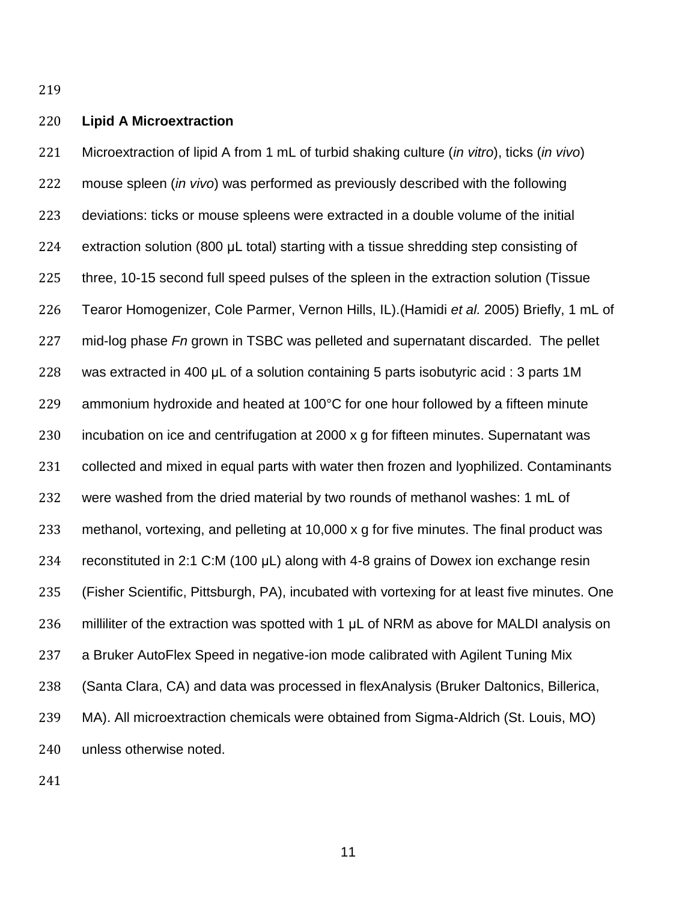## Lipid A Microextraction

Microextraction of lipid A from 1 mL of turbid shaking culture (*in vitro*), ticks (*in vivo*) mouse spleen (*in vivo*) was performed as previously described with the following deviations: ticks or mouse spleens were extracted in a double volume of the initial extraction solution (800 µL total) starting with a tissue shredding step consisting of three, 10-15 second full speed pulses of the spleen in the extraction solution (Tissue Tearor Homogenizer, Cole Parmer, Vernon Hills, IL).(Hamidi *et al.* 2005) Briefly, 1 mL of mid-log phase *Fn* grown in TSBC was pelleted and supernatant discarded. The pellet was extracted in 400 µL of a solution containing 5 parts isobutyric acid : 3 parts 1M ammonium hydroxide and heated at 100°C for one hour followed by a fifteen minute incubation on ice and centrifugation at 2000 x g for fifteen minutes. Supernatant was collected and mixed in equal parts with water then frozen and lyophilized. Contaminants were washed from the dried material by two rounds of methanol washes: 1 mL of methanol, vortexing, and pelleting at 10,000 x g for five minutes. The final product was reconstituted in 2:1 C:M (100 µL) along with 4-8 grains of Dowex ion exchange resin (Fisher Scientific, Pittsburgh, PA), incubated with vortexing for at least five minutes. One milliliter of the extraction was spotted with 1 µL of NRM as above for MALDI analysis on a Bruker AutoFlex Speed in negative-ion mode calibrated with Agilent Tuning Mix (Santa Clara, CA) and data was processed in flexAnalysis (Bruker Daltonics, Billerica, MA). All microextraction chemicals were obtained from Sigma-Aldrich (St. Louis, MO) unless otherwise noted.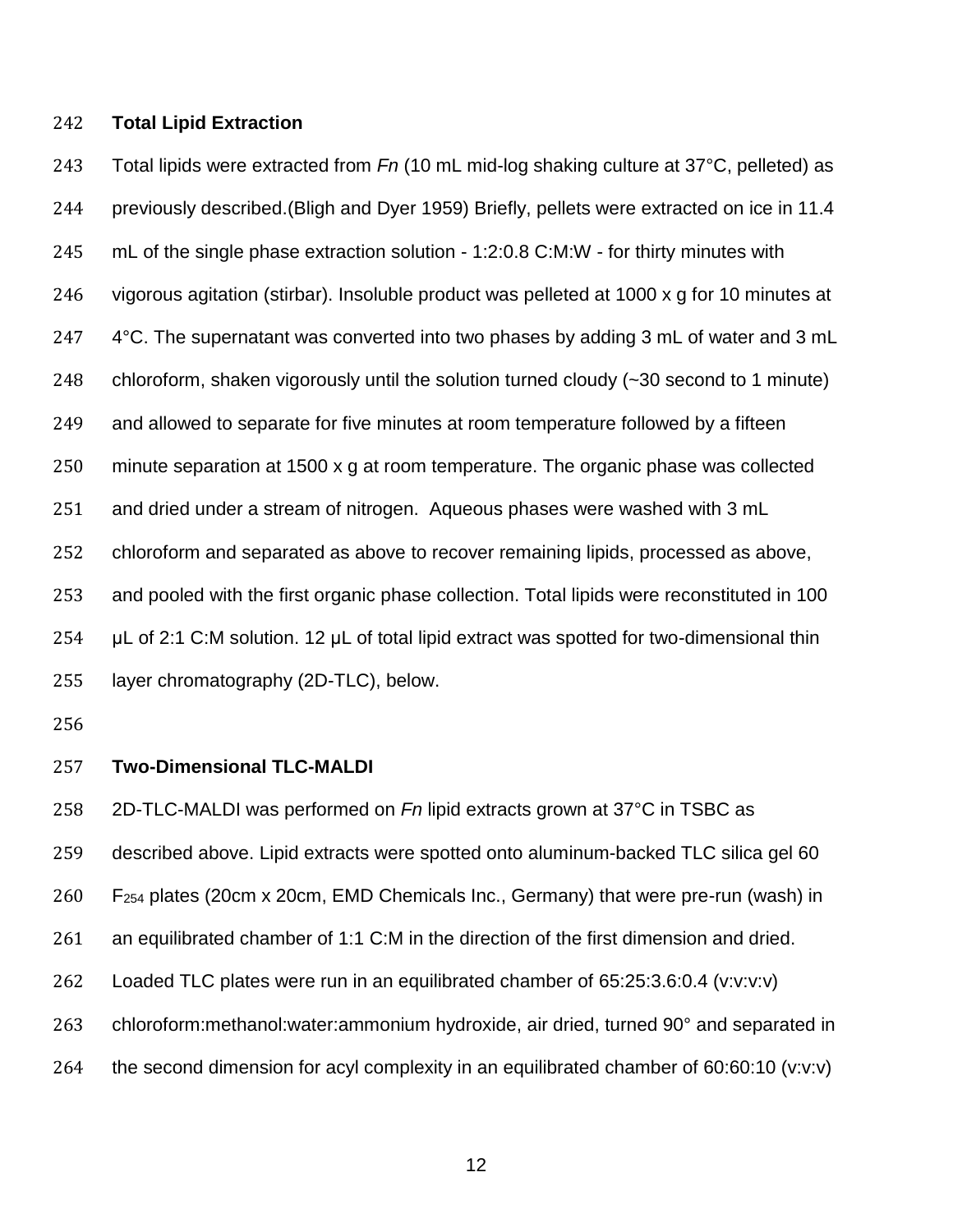### Total Lipid Extraction

Total lipids were extracted from *Fn* (10 mL mid-log shaking culture at 37°C, pelleted) as previously described.(Bligh and Dyer 1959) Briefly, pellets were extracted on ice in 11.4 mL of the single phase extraction solution - 1:2:0.8 C:M:W - for thirty minutes with vigorous agitation (stirbar). Insoluble product was pelleted at 1000 x g for 10 minutes at 4°C. The supernatant was converted into two phases by adding 3 mL of water and 3 mL chloroform, shaken vigorously until the solution turned cloudy (~30 second to 1 minute) and allowed to separate for five minutes at room temperature followed by a fifteen minute separation at 1500 x g at room temperature. The organic phase was collected and dried under a stream of nitrogen. Aqueous phases were washed with 3 mL chloroform and separated as above to recover remaining lipids, processed as above, and pooled with the first organic phase collection. Total lipids were reconstituted in 100 μL of 2:1 C:M solution. 12 μL of total lipid extract was spotted for two-dimensional thin layer chromatography (2D-TLC), below.

### Two-Dimensional TLC-MALDI

2D-TLC-MALDI was performed on *Fn* lipid extracts grown at 37°C in TSBC as described above. Lipid extracts were spotted onto aluminum-backed TLC silica gel 60 $F_{254}$ plates (20cm x 20cm, EMD Chemicals Inc., Germany) that were pre-run (wash) in an equilibrated chamber of 1:1 C:M in the direction of the first dimension and dried. Loaded TLC plates were run in an equilibrated chamber of 65:25:3.6:0.4 (v:v:v:v) chloroform:methanol:water:ammonium hydroxide, air dried, turned 90° and separated in the second dimension for acyl complexity in an equilibrated chamber of 60:60:10 (v:v:v)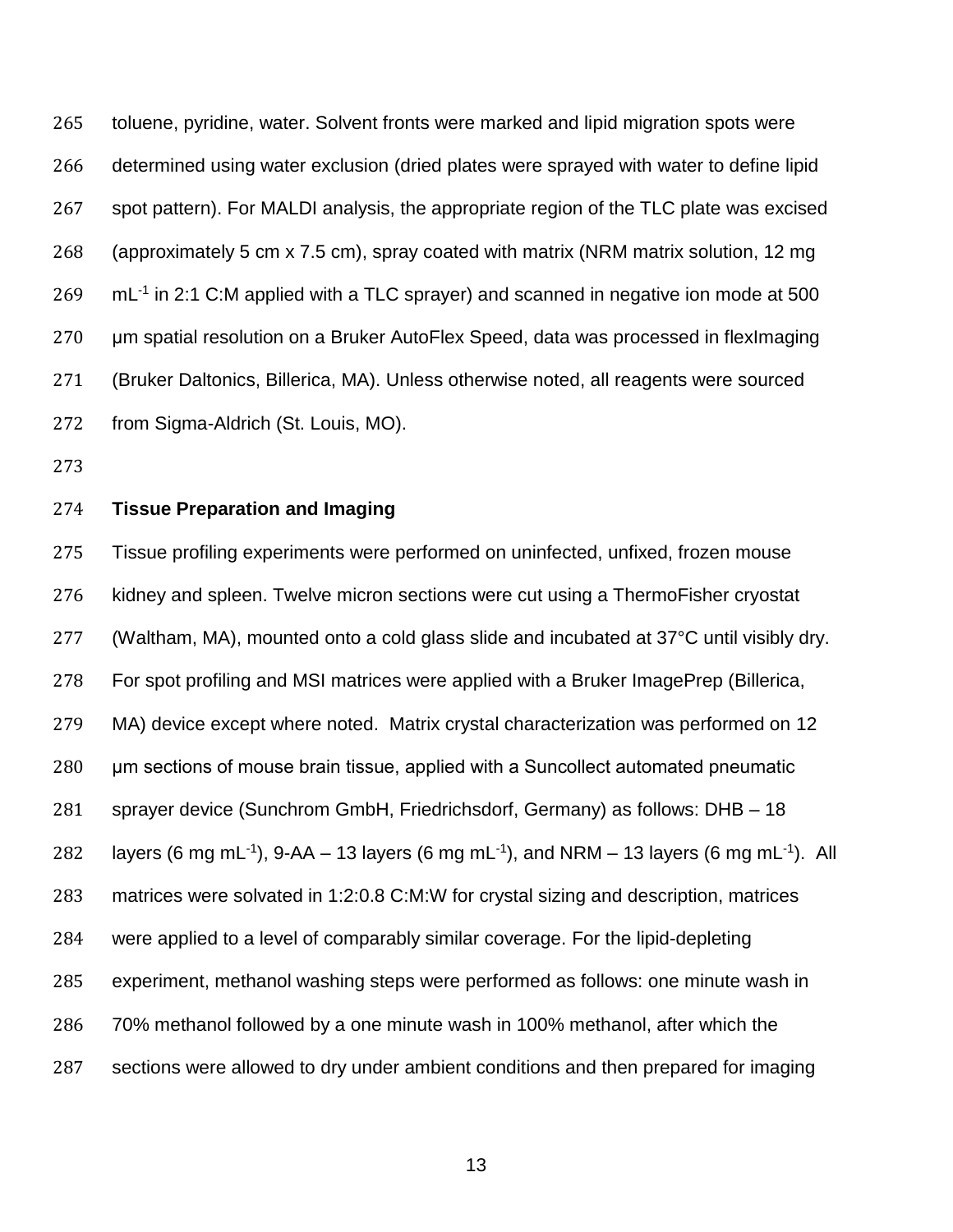toluene, pyridine, water. Solvent fronts were marked and lipid migration spots were determined using water exclusion (dried plates were sprayed with water to define lipid spot pattern). For MALDI analysis, the appropriate region of the TLC plate was excised (approximately 5 cm x 7.5 cm), spray coated with matrix (NRM matrix solution, 12 mg $mL^{-1}$ in 2:1 C:M applied with a TLC sprayer) and scanned in negative ion mode at 500 µm spatial resolution on a Bruker AutoFlex Speed, data was processed in flexImaging (Bruker Daltonics, Billerica, MA). Unless otherwise noted, all reagents were sourced from Sigma-Aldrich (St. Louis, MO).

**Tissue Preparation and Imaging**

Tissue profiling experiments were performed on uninfected, unfixed, frozen mouse kidney and spleen. Twelve micron sections were cut using a ThermoFisher cryostat (Waltham, MA), mounted onto a cold glass slide and incubated at 37°C until visibly dry. For spot profiling and MSI matrices were applied with a Bruker ImagePrep (Billerica, MA) device except where noted. Matrix crystal characterization was performed on 12 µm sections of mouse brain tissue, applied with a Suncollect automated pneumatic sprayer device (Sunchrom GmbH, Friedrichsdorf, Germany) as follows: DHB – 18 layers (6 mg $mL^{-1}$), 9-AA – 13 layers (6 mg $mL^{-1}$), and NRM – 13 layers (6 mg $mL^{-1}$). All matrices were solvated in 1:2:0.8 C:M:W for crystal sizing and description, matrices were applied to a level of comparably similar coverage. For the lipid-depleting experiment, methanol washing steps were performed as follows: one minute wash in 70% methanol followed by a one minute wash in 100% methanol, after which the sections were allowed to dry under ambient conditions and then prepared for imaging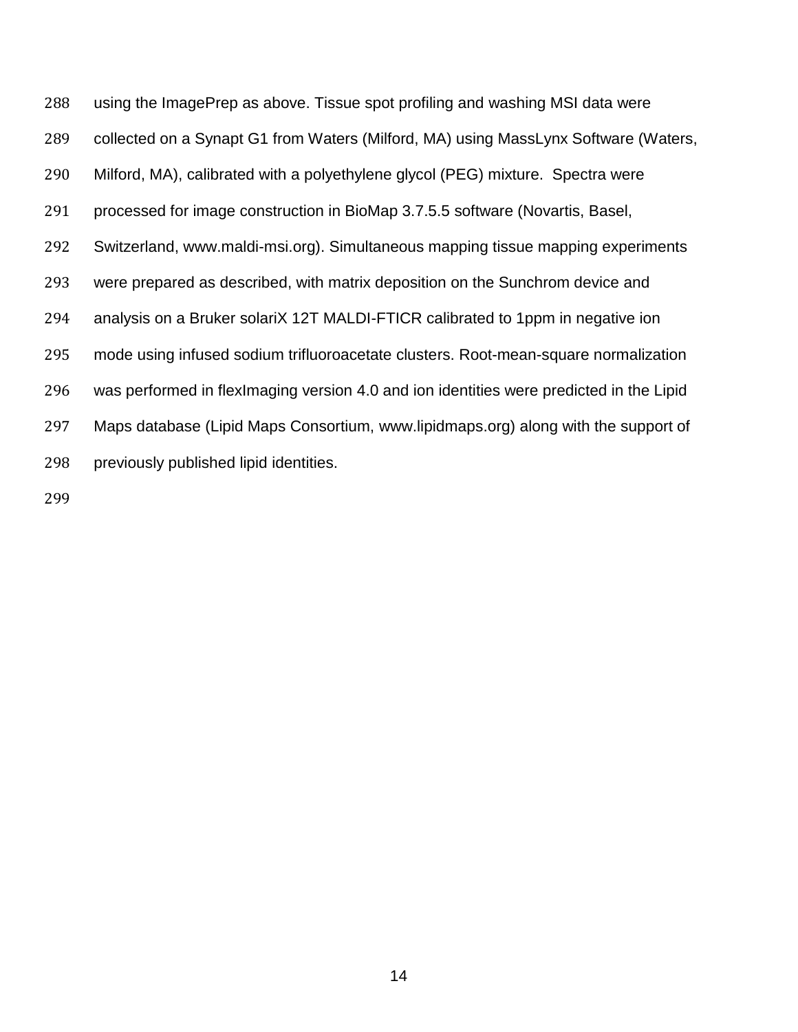using the ImagePrep as above. Tissue spot profiling and washing MSI data were collected on a Synapt G1 from Waters (Milford, MA) using MassLynx Software (Waters, Milford, MA), calibrated with a polyethylene glycol (PEG) mixture. Spectra were processed for image construction in BioMap 3.7.5.5 software (Novartis, Basel, Switzerland, www.maldi-msi.org). Simultaneous mapping tissue mapping experiments were prepared as described, with matrix deposition on the Sunchrom device and analysis on a Bruker solariX 12T MALDI-FTICR calibrated to 1ppm in negative ion mode using infused sodium trifluoroacetate clusters. Root-mean-square normalization was performed in flexImaging version 4.0 and ion identities were predicted in the Lipid Maps database (Lipid Maps Consortium, www.lipidmaps.org) along with the support of previously published lipid identities.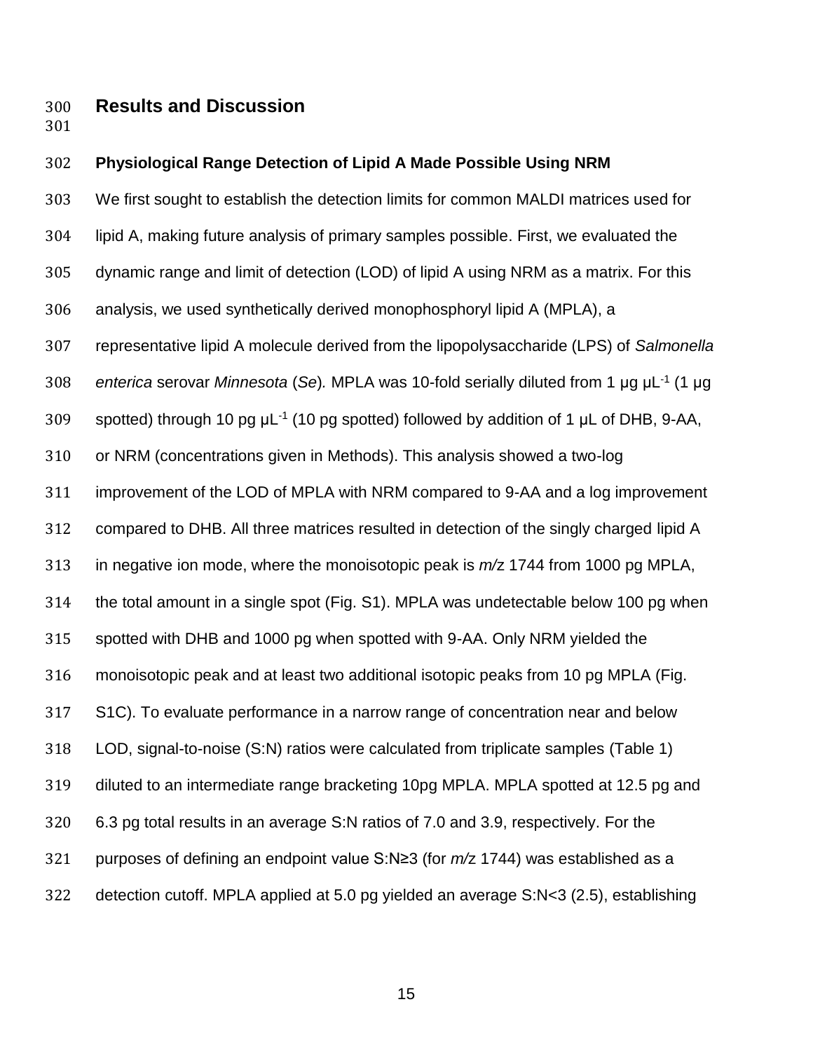## Results and Discussion

### Physiological Range Detection of Lipid A Made Possible Using NRM

We first sought to establish the detection limits for common MALDI matrices used for lipid A, making future analysis of primary samples possible. First, we evaluated the dynamic range and limit of detection (LOD) of lipid A using NRM as a matrix. For this analysis, we used synthetically derived monophosphoryl lipid A (MPLA), a representative lipid A molecule derived from the lipopolysaccharide (LPS) of *Salmonella enterica* serovar *Minnesota* (*Se*). MPLA was 10-fold serially diluted from 1 µg µL$^{-1}$ (1 µg spotted) through 10 pg µL$^{-1}$ (10 pg spotted) followed by addition of 1 µL of DHB, 9-AA, or NRM (concentrations given in Methods). This analysis showed a two-log improvement of the LOD of MPLA with NRM compared to 9-AA and a log improvement compared to DHB. All three matrices resulted in detection of the singly charged lipid A in negative ion mode, where the monoisotopic peak is *m/z* 1744 from 1000 pg MPLA, the total amount in a single spot (Fig. S1). MPLA was undetectable below 100 pg when spotted with DHB and 1000 pg when spotted with 9-AA. Only NRM yielded the monoisotopic peak and at least two additional isotopic peaks from 10 pg MPLA (Fig. S1C). To evaluate performance in a narrow range of concentration near and below LOD, signal-to-noise (S:N) ratios were calculated from triplicate samples (Table 1) diluted to an intermediate range bracketing 10pg MPLA. MPLA spotted at 12.5 pg and 6.3 pg total results in an average S:N ratios of 7.0 and 3.9, respectively. For the purposes of defining an endpoint value S:N≥3 (for *m/z* 1744) was established as a detection cutoff. MPLA applied at 5.0 pg yielded an average S:N<3 (2.5), establishing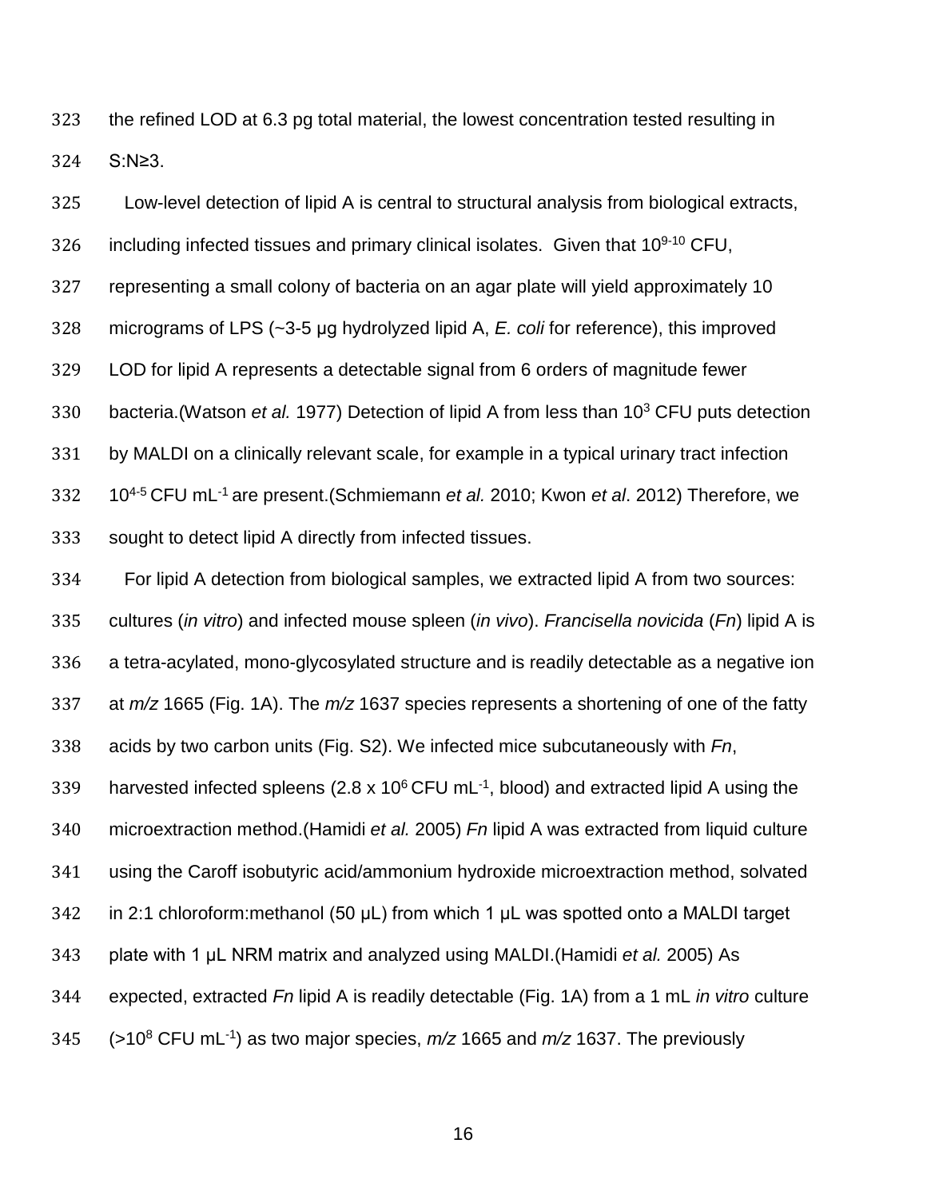the refined LOD at 6.3 pg total material, the lowest concentration tested resulting in S:N≥3.

Low-level detection of lipid A is central to structural analysis from biological extracts, including infected tissues and primary clinical isolates. Given that $10^{9-10}$ CFU, representing a small colony of bacteria on an agar plate will yield approximately 10 micrograms of LPS (~3-5 µg hydrolyzed lipid A, *E. coli* for reference), this improved LOD for lipid A represents a detectable signal from 6 orders of magnitude fewer bacteria.(Watson *et al.* 1977) Detection of lipid A from less than $10^3$ CFU puts detection by MALDI on a clinically relevant scale, for example in a typical urinary tract infection $10^{4-5}$ CFU $mL^{-1}$ are present.(Schmiemann *et al.* 2010; Kwon *et al*. 2012) Therefore, we sought to detect lipid A directly from infected tissues.

For lipid A detection from biological samples, we extracted lipid A from two sources: cultures (*in vitro*) and infected mouse spleen (*in vivo*). *Francisella novicida* (*Fn*) lipid A is a tetra-acylated, mono-glycosylated structure and is readily detectable as a negative ion at *m/z* 1665 (Fig. 1A). The *m/z* 1637 species represents a shortening of one of the fatty acids by two carbon units (Fig. S2). We infected mice subcutaneously with *Fn*, harvested infected spleens (2.8 x $10^6$ CFU $mL^{-1}$, blood) and extracted lipid A using the microextraction method.(Hamidi *et al.* 2005) *Fn* lipid A was extracted from liquid culture using the Caroff isobutyric acid/ammonium hydroxide microextraction method, solvated in 2:1 chloroform:methanol (50 µL) from which 1 µL was spotted onto a MALDI target plate with 1 µL NRM matrix and analyzed using MALDI.(Hamidi *et al.* 2005) As expected, extracted *Fn* lipid A is readily detectable (Fig. 1A) from a 1 mL *in vitro* culture (>$10^8$ CFU $mL^{-1}$) as two major species, *m/z* 1665 and *m/z* 1637. The previously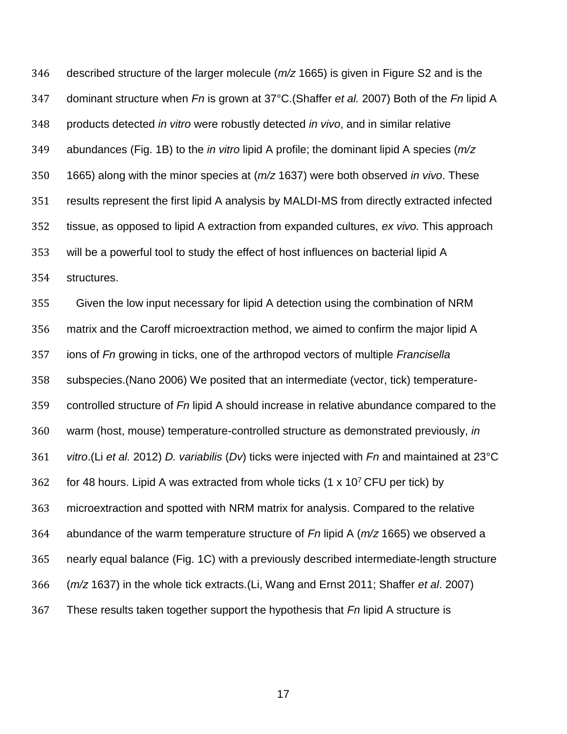described structure of the larger molecule (*m/z* 1665) is given in Figure S2 and is the dominant structure when *Fn* is grown at 37°C.(Shaffer *et al.* 2007) Both of the *Fn* lipid A products detected *in vitro* were robustly detected *in vivo*, and in similar relative abundances (Fig. 1B) to the *in vitro* lipid A profile; the dominant lipid A species (*m/z* 1665) along with the minor species at (*m/z* 1637) were both observed *in vivo*. These results represent the first lipid A analysis by MALDI-MS from directly extracted infected tissue, as opposed to lipid A extraction from expanded cultures, *ex vivo.* This approach will be a powerful tool to study the effect of host influences on bacterial lipid A structures.

Given the low input necessary for lipid A detection using the combination of NRM matrix and the Caroff microextraction method, we aimed to confirm the major lipid A ions of *Fn* growing in ticks, one of the arthropod vectors of multiple *Francisella* subspecies.(Nano 2006) We posited that an intermediate (vector, tick) temperature-controlled structure of *Fn* lipid A should increase in relative abundance compared to the warm (host, mouse) temperature-controlled structure as demonstrated previously, *in vitro*.(Li *et al.* 2012) *D. variabilis* (*Dv*) ticks were injected with *Fn* and maintained at 23°C for 48 hours. Lipid A was extracted from whole ticks (1 x $10^7$ CFU per tick) by microextraction and spotted with NRM matrix for analysis. Compared to the relative abundance of the warm temperature structure of *Fn* lipid A (*m/z* 1665) we observed a nearly equal balance (Fig. 1C) with a previously described intermediate-length structure (*m/z* 1637) in the whole tick extracts.(Li, Wang and Ernst 2011; Shaffer *et al*. 2007) These results taken together support the hypothesis that *Fn* lipid A structure is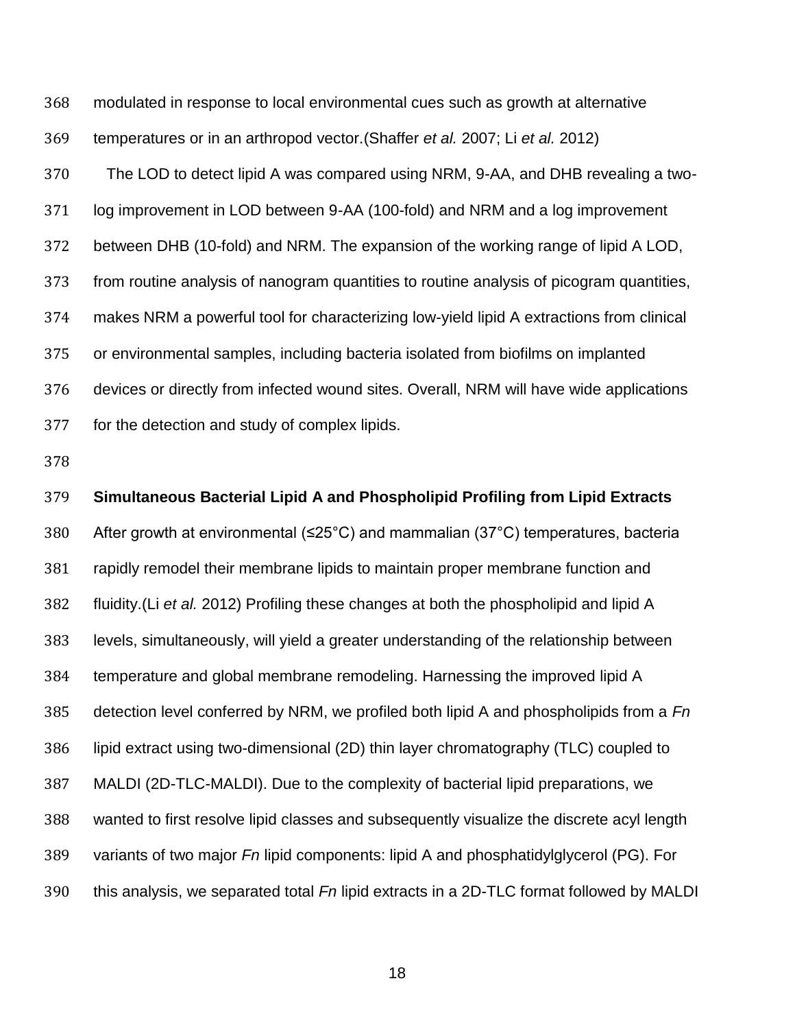modulated in response to local environmental cues such as growth at alternative temperatures or in an arthropod vector.(Shaffer *et al.* 2007; Li *et al.* 2012)

The LOD to detect lipid A was compared using NRM, 9-AA, and DHB revealing a two-log improvement in LOD between 9-AA (100-fold) and NRM and a log improvement between DHB (10-fold) and NRM. The expansion of the working range of lipid A LOD, from routine analysis of nanogram quantities to routine analysis of picogram quantities, makes NRM a powerful tool for characterizing low-yield lipid A extractions from clinical or environmental samples, including bacteria isolated from biofilms on implanted devices or directly from infected wound sites. Overall, NRM will have wide applications for the detection and study of complex lipids.

**Simultaneous Bacterial Lipid A and Phospholipid Profiling from Lipid Extracts**

After growth at environmental (≤25°C) and mammalian (37°C) temperatures, bacteria rapidly remodel their membrane lipids to maintain proper membrane function and fluidity.(Li *et al.* 2012) Profiling these changes at both the phospholipid and lipid A levels, simultaneously, will yield a greater understanding of the relationship between temperature and global membrane remodeling. Harnessing the improved lipid A detection level conferred by NRM, we profiled both lipid A and phospholipids from a *Fn* lipid extract using two-dimensional (2D) thin layer chromatography (TLC) coupled to MALDI (2D-TLC-MALDI). Due to the complexity of bacterial lipid preparations, we wanted to first resolve lipid classes and subsequently visualize the discrete acyl length variants of two major *Fn* lipid components: lipid A and phosphatidylglycerol (PG). For this analysis, we separated total *Fn* lipid extracts in a 2D-TLC format followed by MALDI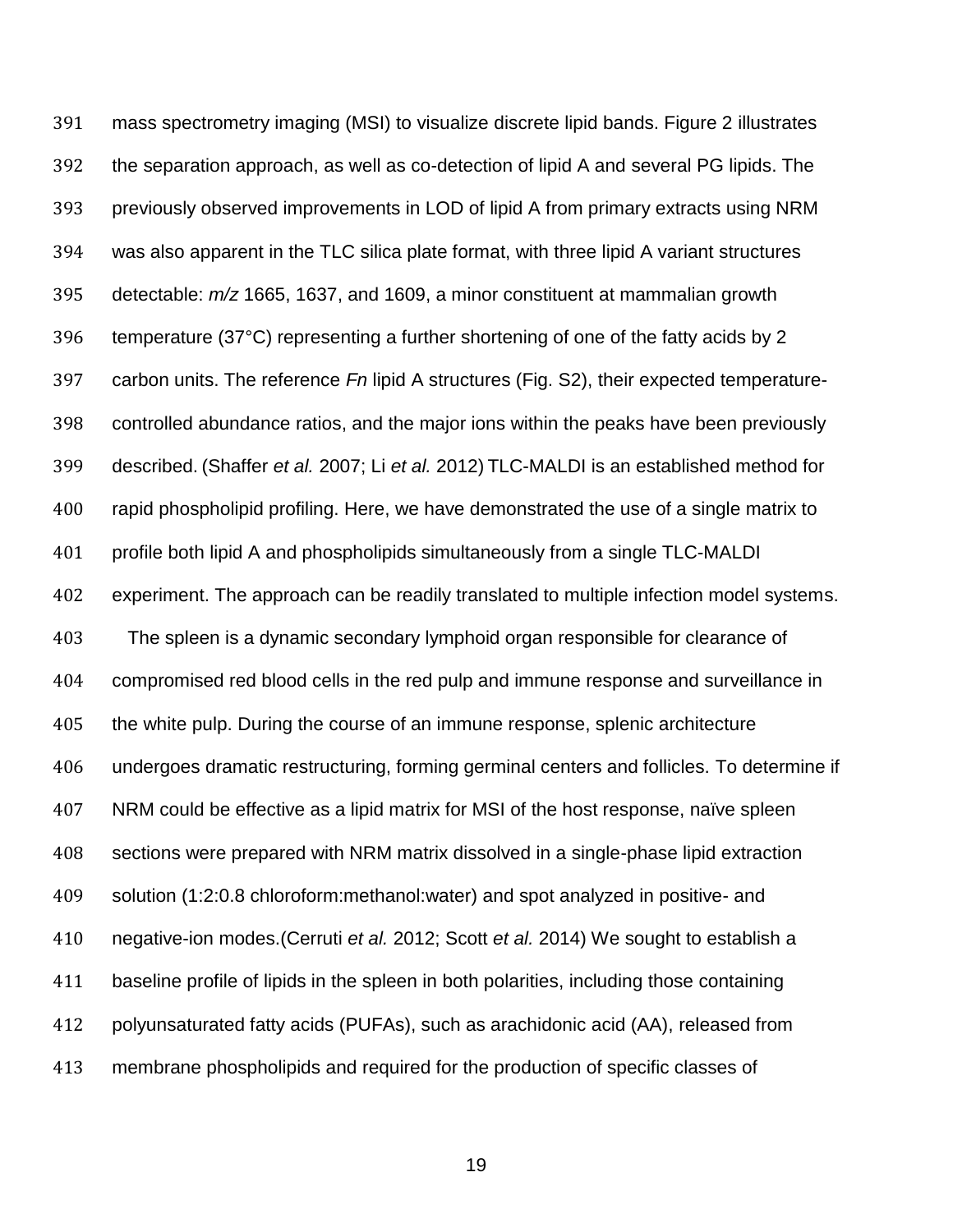mass spectrometry imaging (MSI) to visualize discrete lipid bands. Figure 2 illustrates the separation approach, as well as co-detection of lipid A and several PG lipids. The previously observed improvements in LOD of lipid A from primary extracts using NRM was also apparent in the TLC silica plate format, with three lipid A variant structures detectable: *m/z* 1665, 1637, and 1609, a minor constituent at mammalian growth temperature (37°C) representing a further shortening of one of the fatty acids by 2 carbon units. The reference *Fn* lipid A structures (Fig. S2), their expected temperature-controlled abundance ratios, and the major ions within the peaks have been previously described. (Shaffer *et al.* 2007; Li *et al.* 2012) TLC-MALDI is an established method for rapid phospholipid profiling. Here, we have demonstrated the use of a single matrix to profile both lipid A and phospholipids simultaneously from a single TLC-MALDI experiment. The approach can be readily translated to multiple infection model systems.

The spleen is a dynamic secondary lymphoid organ responsible for clearance of compromised red blood cells in the red pulp and immune response and surveillance in the white pulp. During the course of an immune response, splenic architecture undergoes dramatic restructuring, forming germinal centers and follicles. To determine if NRM could be effective as a lipid matrix for MSI of the host response, naïve spleen sections were prepared with NRM matrix dissolved in a single-phase lipid extraction solution (1:2:0.8 chloroform:methanol:water) and spot analyzed in positive- and negative-ion modes.(Cerruti *et al.* 2012; Scott *et al.* 2014) We sought to establish a baseline profile of lipids in the spleen in both polarities, including those containing polyunsaturated fatty acids (PUFAs), such as arachidonic acid (AA), released from membrane phospholipids and required for the production of specific classes of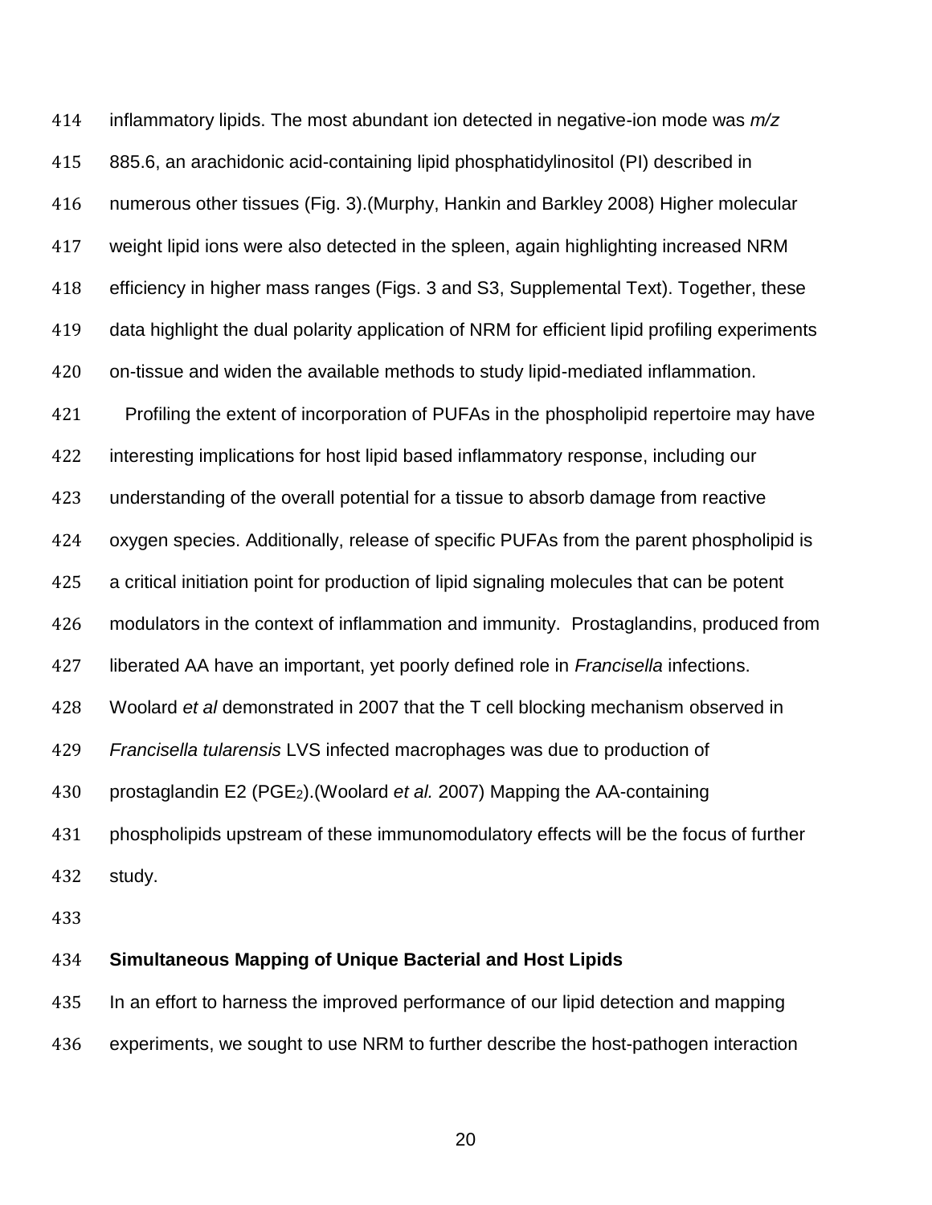inflammatory lipids. The most abundant ion detected in negative-ion mode was *m/z* 885.6, an arachidonic acid-containing lipid phosphatidylinositol (PI) described in numerous other tissues (Fig. 3).(Murphy, Hankin and Barkley 2008) Higher molecular weight lipid ions were also detected in the spleen, again highlighting increased NRM efficiency in higher mass ranges (Figs. 3 and S3, Supplemental Text). Together, these data highlight the dual polarity application of NRM for efficient lipid profiling experiments on-tissue and widen the available methods to study lipid-mediated inflammation.

Profiling the extent of incorporation of PUFAs in the phospholipid repertoire may have interesting implications for host lipid based inflammatory response, including our understanding of the overall potential for a tissue to absorb damage from reactive oxygen species. Additionally, release of specific PUFAs from the parent phospholipid is a critical initiation point for production of lipid signaling molecules that can be potent modulators in the context of inflammation and immunity. Prostaglandins, produced from liberated AA have an important, yet poorly defined role in *Francisella* infections. Woolard *et al* demonstrated in 2007 that the T cell blocking mechanism observed in *Francisella tularensis* LVS infected macrophages was due to production of prostaglandin E2 ($PGE_2$).(Woolard *et al.* 2007) Mapping the AA-containing phospholipids upstream of these immunomodulatory effects will be the focus of further study.

**Simultaneous Mapping of Unique Bacterial and Host Lipids**

In an effort to harness the improved performance of our lipid detection and mapping experiments, we sought to use NRM to further describe the host-pathogen interaction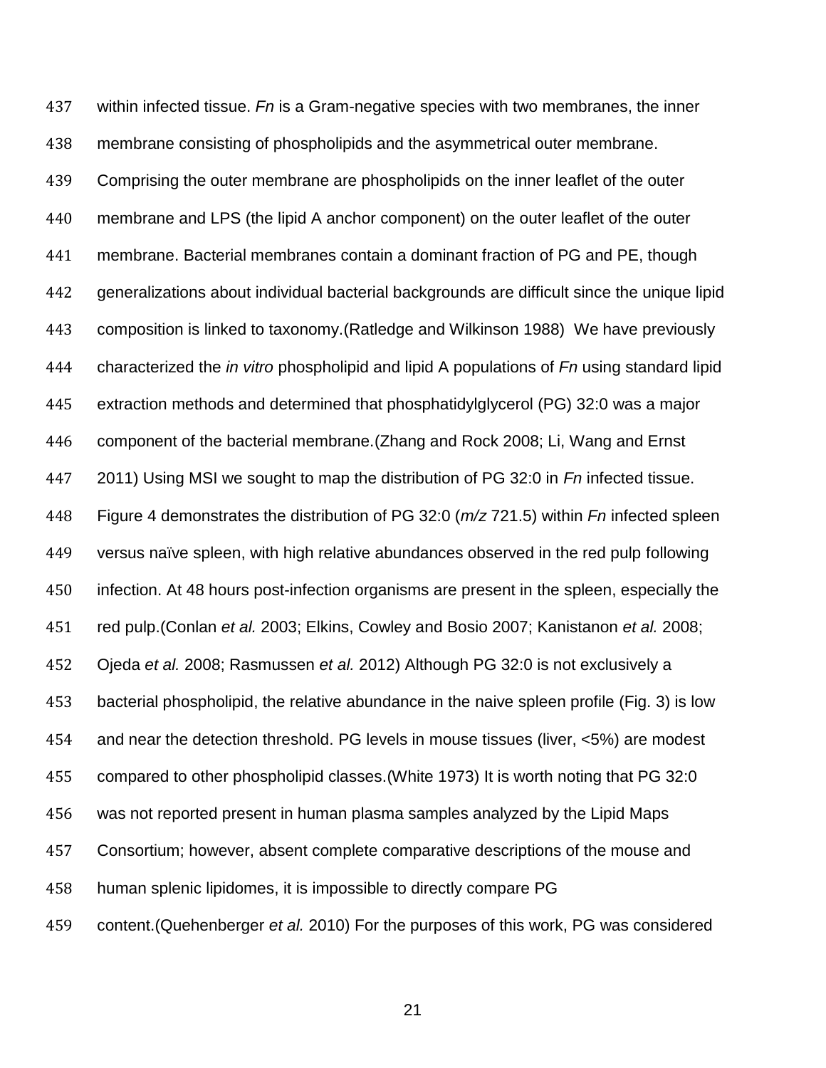within infected tissue. *Fn* is a Gram-negative species with two membranes, the inner membrane consisting of phospholipids and the asymmetrical outer membrane. Comprising the outer membrane are phospholipids on the inner leaflet of the outer membrane and LPS (the lipid A anchor component) on the outer leaflet of the outer membrane. Bacterial membranes contain a dominant fraction of PG and PE, though generalizations about individual bacterial backgrounds are difficult since the unique lipid composition is linked to taxonomy.(Ratledge and Wilkinson 1988) We have previously characterized the *in vitro* phospholipid and lipid A populations of *Fn* using standard lipid extraction methods and determined that phosphatidylglycerol (PG) 32:0 was a major component of the bacterial membrane.(Zhang and Rock 2008; Li, Wang and Ernst 2011) Using MSI we sought to map the distribution of PG 32:0 in *Fn* infected tissue. Figure 4 demonstrates the distribution of PG 32:0 (*m/z* 721.5) within *Fn* infected spleen versus naïve spleen, with high relative abundances observed in the red pulp following infection. At 48 hours post-infection organisms are present in the spleen, especially the red pulp.(Conlan *et al.* 2003; Elkins, Cowley and Bosio 2007; Kanistanon *et al.* 2008; Ojeda *et al.* 2008; Rasmussen *et al.* 2012) Although PG 32:0 is not exclusively a bacterial phospholipid, the relative abundance in the naive spleen profile (Fig. 3) is low and near the detection threshold. PG levels in mouse tissues (liver, <5%) are modest compared to other phospholipid classes.(White 1973) It is worth noting that PG 32:0 was not reported present in human plasma samples analyzed by the Lipid Maps Consortium; however, absent complete comparative descriptions of the mouse and human splenic lipidomes, it is impossible to directly compare PG content.(Quehenberger *et al.* 2010) For the purposes of this work, PG was considered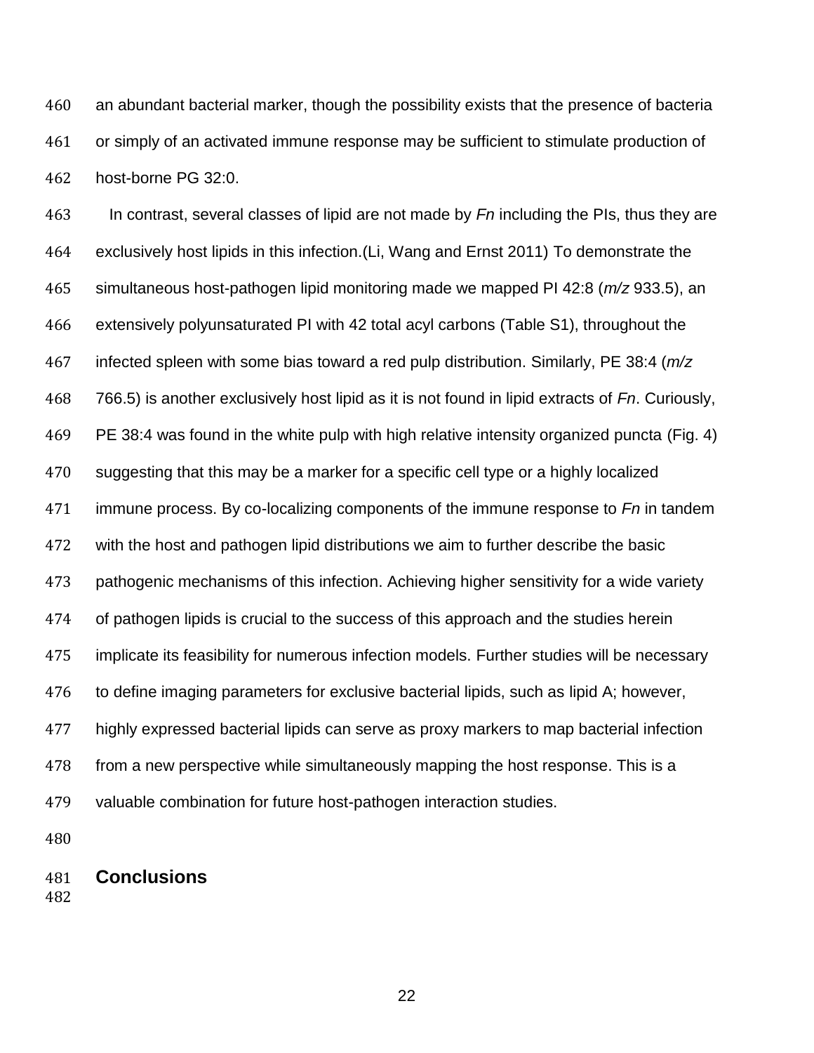an abundant bacterial marker, though the possibility exists that the presence of bacteria or simply of an activated immune response may be sufficient to stimulate production of host-borne PG 32:0.

In contrast, several classes of lipid are not made by *Fn* including the PIs, thus they are exclusively host lipids in this infection.(Li, Wang and Ernst 2011) To demonstrate the simultaneous host-pathogen lipid monitoring made we mapped PI 42:8 (*m/z* 933.5), an extensively polyunsaturated PI with 42 total acyl carbons (Table S1), throughout the infected spleen with some bias toward a red pulp distribution. Similarly, PE 38:4 (*m/z* 766.5) is another exclusively host lipid as it is not found in lipid extracts of *Fn*. Curiously, PE 38:4 was found in the white pulp with high relative intensity organized puncta (Fig. 4) suggesting that this may be a marker for a specific cell type or a highly localized immune process. By co-localizing components of the immune response to *Fn* in tandem with the host and pathogen lipid distributions we aim to further describe the basic pathogenic mechanisms of this infection. Achieving higher sensitivity for a wide variety of pathogen lipids is crucial to the success of this approach and the studies herein implicate its feasibility for numerous infection models. Further studies will be necessary to define imaging parameters for exclusive bacterial lipids, such as lipid A; however, highly expressed bacterial lipids can serve as proxy markers to map bacterial infection from a new perspective while simultaneously mapping the host response. This is a valuable combination for future host-pathogen interaction studies.

## Conclusions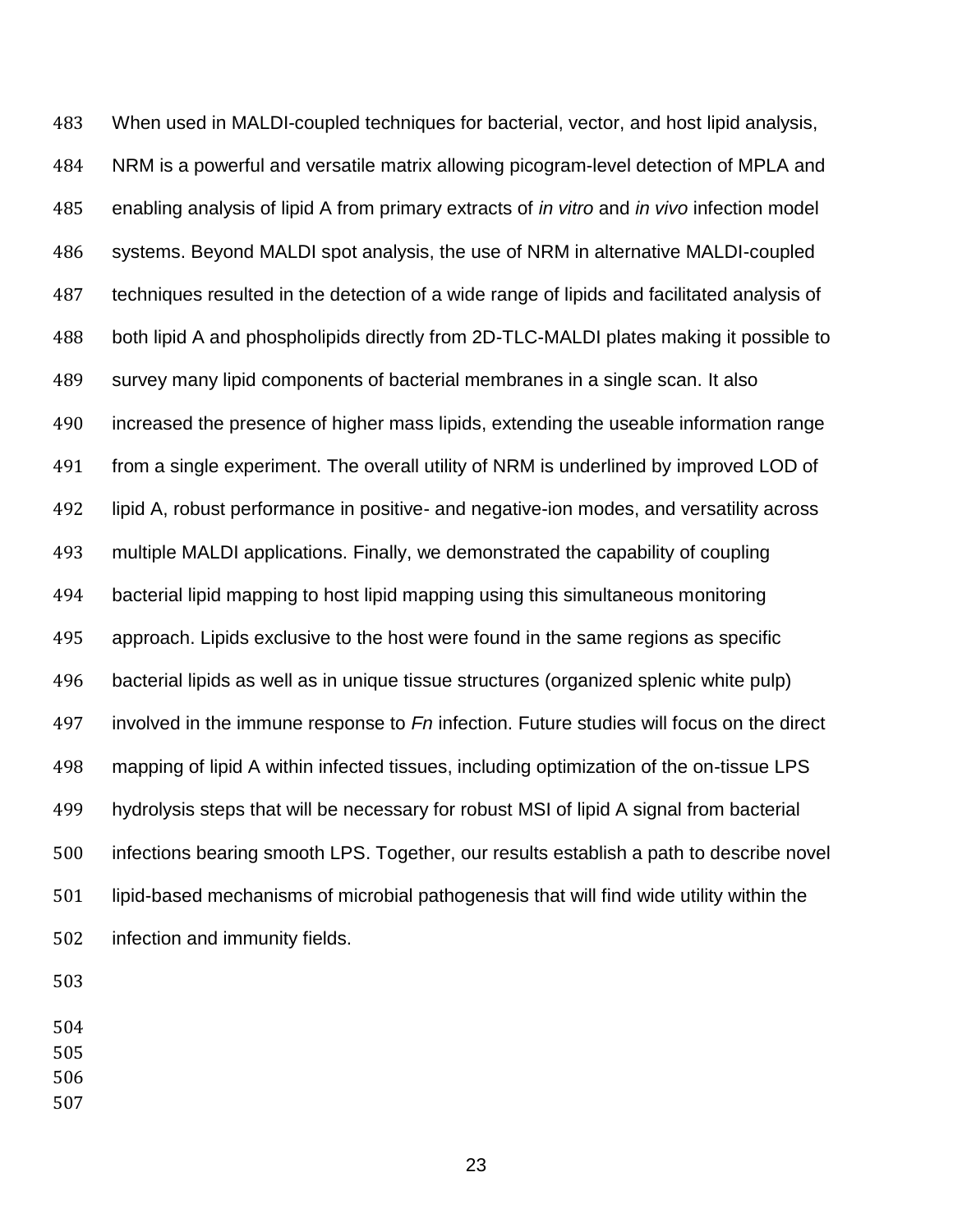When used in MALDI-coupled techniques for bacterial, vector, and host lipid analysis, NRM is a powerful and versatile matrix allowing picogram-level detection of MPLA and enabling analysis of lipid A from primary extracts of *in vitro* and *in vivo* infection model systems. Beyond MALDI spot analysis, the use of NRM in alternative MALDI-coupled techniques resulted in the detection of a wide range of lipids and facilitated analysis of both lipid A and phospholipids directly from 2D-TLC-MALDI plates making it possible to survey many lipid components of bacterial membranes in a single scan. It also increased the presence of higher mass lipids, extending the useable information range from a single experiment. The overall utility of NRM is underlined by improved LOD of lipid A, robust performance in positive- and negative-ion modes, and versatility across multiple MALDI applications. Finally, we demonstrated the capability of coupling bacterial lipid mapping to host lipid mapping using this simultaneous monitoring approach. Lipids exclusive to the host were found in the same regions as specific bacterial lipids as well as in unique tissue structures (organized splenic white pulp) involved in the immune response to *Fn* infection. Future studies will focus on the direct mapping of lipid A within infected tissues, including optimization of the on-tissue LPS hydrolysis steps that will be necessary for robust MSI of lipid A signal from bacterial infections bearing smooth LPS. Together, our results establish a path to describe novel lipid-based mechanisms of microbial pathogenesis that will find wide utility within the infection and immunity fields.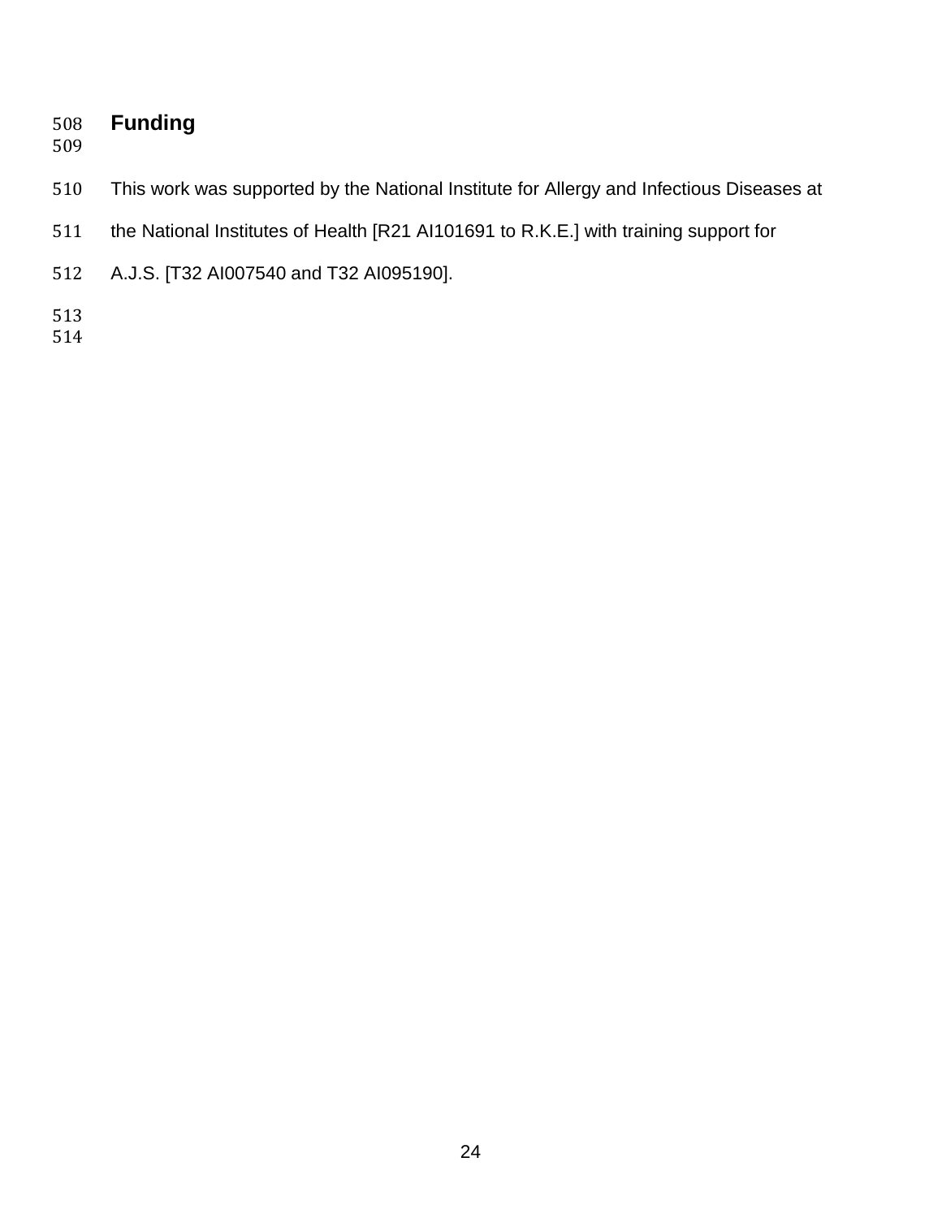## Funding

This work was supported by the National Institute for Allergy and Infectious Diseases at the National Institutes of Health [R21 AI101691 to R.K.E.] with training support for A.J.S. [T32 AI007540 and T32 AI095190].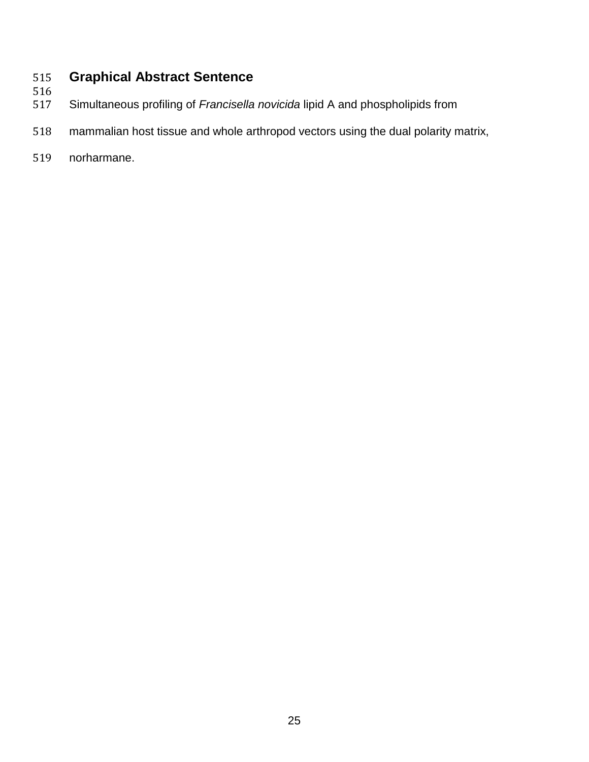## Graphical Abstract Sentence

Simultaneous profiling of *Francisella novicida* lipid A and phospholipids from mammalian host tissue and whole arthropod vectors using the dual polarity matrix, norharmane.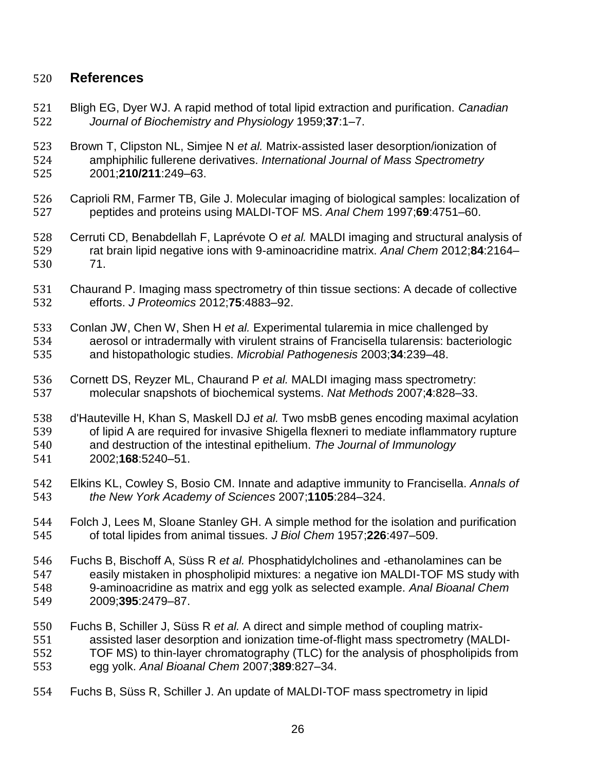## References

Bligh EG, Dyer WJ. A rapid method of total lipid extraction and purification. *Canadian Journal of Biochemistry and Physiology* 1959;**37**:1–7.

Brown T, Clipston NL, Simjee N *et al.* Matrix-assisted laser desorption/ionization of amphiphilic fullerene derivatives. *International Journal of Mass Spectrometry* 2001;**210/211**:249–63.

Caprioli RM, Farmer TB, Gile J. Molecular imaging of biological samples: localization of peptides and proteins using MALDI-TOF MS. *Anal Chem* 1997;**69**:4751–60.

Cerruti CD, Benabdellah F, Laprévote O *et al.* MALDI imaging and structural analysis of rat brain lipid negative ions with 9-aminoacridine matrix. *Anal Chem* 2012;**84**:2164–71.

Chaurand P. Imaging mass spectrometry of thin tissue sections: A decade of collective efforts. *J Proteomics* 2012;**75**:4883–92.

Conlan JW, Chen W, Shen H *et al.* Experimental tularemia in mice challenged by aerosol or intradermally with virulent strains of Francisella tularensis: bacteriologic and histopathologic studies. *Microbial Pathogenesis* 2003;**34**:239–48.

Cornett DS, Reyzer ML, Chaurand P *et al.* MALDI imaging mass spectrometry: molecular snapshots of biochemical systems. *Nat Methods* 2007;**4**:828–33.

d'Hauteville H, Khan S, Maskell DJ *et al.* Two msbB genes encoding maximal acylation of lipid A are required for invasive Shigella flexneri to mediate inflammatory rupture and destruction of the intestinal epithelium. *The Journal of Immunology* 2002;**168**:5240–51.

Elkins KL, Cowley S, Bosio CM. Innate and adaptive immunity to Francisella. *Annals of the New York Academy of Sciences* 2007;**1105**:284–324.

Folch J, Lees M, Sloane Stanley GH. A simple method for the isolation and purification of total lipides from animal tissues. *J Biol Chem* 1957;**226**:497–509.

Fuchs B, Bischoff A, Süss R *et al.* Phosphatidylcholines and -ethanolamines can be easily mistaken in phospholipid mixtures: a negative ion MALDI-TOF MS study with 9-aminoacridine as matrix and egg yolk as selected example. *Anal Bioanal Chem* 2009;**395**:2479–87.

Fuchs B, Schiller J, Süss R *et al.* A direct and simple method of coupling matrix-assisted laser desorption and ionization time-of-flight mass spectrometry (MALDI-TOF MS) to thin-layer chromatography (TLC) for the analysis of phospholipids from egg yolk. *Anal Bioanal Chem* 2007;**389**:827–34.

Fuchs B, Süss R, Schiller J. An update of MALDI-TOF mass spectrometry in lipid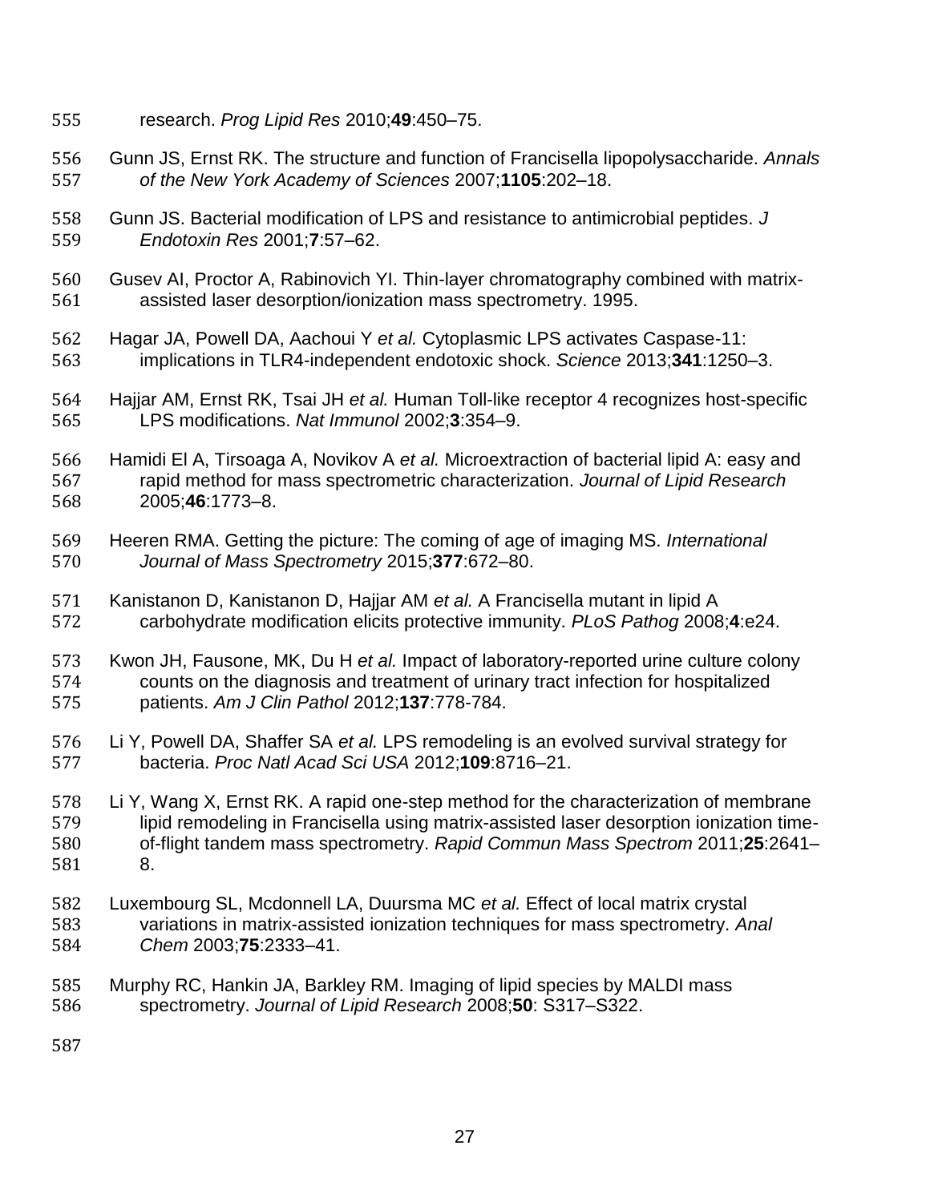research. *Prog Lipid Res* 2010;**49**:450–75.

Gunn JS, Ernst RK. The structure and function of Francisella lipopolysaccharide. *Annals of the New York Academy of Sciences* 2007;**1105**:202–18.

Gunn JS. Bacterial modification of LPS and resistance to antimicrobial peptides. *J Endotoxin Res* 2001;**7**:57–62.

Gusev AI, Proctor A, Rabinovich YI. Thin-layer chromatography combined with matrix-assisted laser desorption/ionization mass spectrometry. 1995.

Hagar JA, Powell DA, Aachoui Y *et al.* Cytoplasmic LPS activates Caspase-11: implications in TLR4-independent endotoxic shock. *Science* 2013;**341**:1250–3.

Hajjar AM, Ernst RK, Tsai JH *et al.* Human Toll-like receptor 4 recognizes host-specific LPS modifications. *Nat Immunol* 2002;**3**:354–9.

Hamidi El A, Tirsoaga A, Novikov A *et al.* Microextraction of bacterial lipid A: easy and rapid method for mass spectrometric characterization. *Journal of Lipid Research* 2005;**46**:1773–8.

Heeren RMA. Getting the picture: The coming of age of imaging MS. *International Journal of Mass Spectrometry* 2015;**377**:672–80.

Kanistanon D, Kanistanon D, Hajjar AM *et al.* A Francisella mutant in lipid A carbohydrate modification elicits protective immunity. *PLoS Pathog* 2008;**4**:e24.

Kwon JH, Fausone, MK, Du H *et al.* Impact of laboratory-reported urine culture colony counts on the diagnosis and treatment of urinary tract infection for hospitalized patients. *Am J Clin Pathol* 2012;**137**:778-784.

Li Y, Powell DA, Shaffer SA *et al.* LPS remodeling is an evolved survival strategy for bacteria. *Proc Natl Acad Sci USA* 2012;**109**:8716–21.

Li Y, Wang X, Ernst RK. A rapid one-step method for the characterization of membrane lipid remodeling in Francisella using matrix-assisted laser desorption ionization time-of-flight tandem mass spectrometry. *Rapid Commun Mass Spectrom* 2011;**25**:2641–8.

Luxembourg SL, Mcdonnell LA, Duursma MC *et al.* Effect of local matrix crystal variations in matrix-assisted ionization techniques for mass spectrometry. *Anal Chem* 2003;**75**:2333–41.

Murphy RC, Hankin JA, Barkley RM. Imaging of lipid species by MALDI mass spectrometry. *Journal of Lipid Research* 2008;**50**: S317–S322.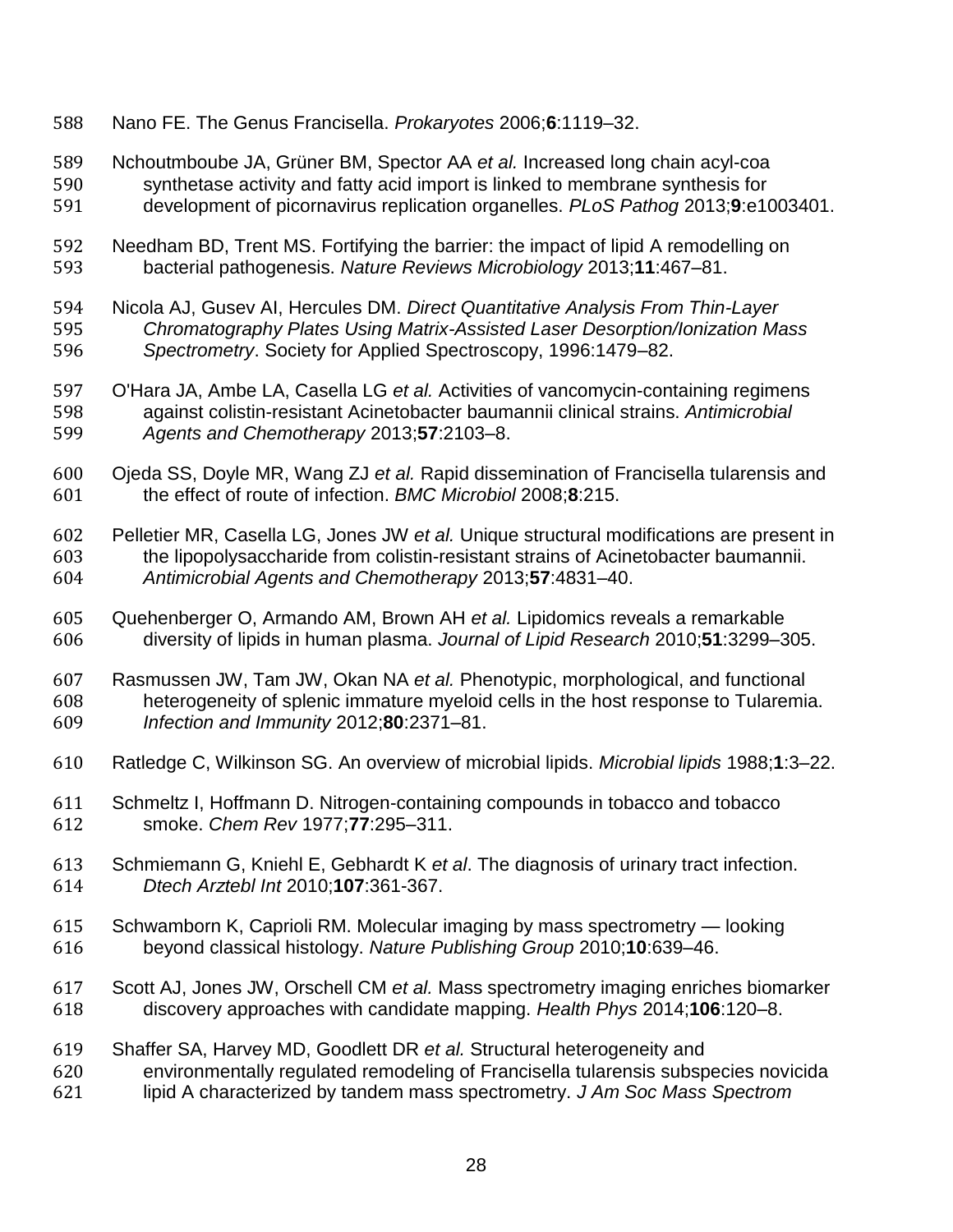Nano FE. The Genus Francisella. *Prokaryotes* 2006;**6**:1119–32.

Nchoutmboube JA, Grüner BM, Spector AA *et al.* Increased long chain acyl-coa synthetase activity and fatty acid import is linked to membrane synthesis for development of picornavirus replication organelles. *PLoS Pathog* 2013;**9**:e1003401.

Needham BD, Trent MS. Fortifying the barrier: the impact of lipid A remodelling on bacterial pathogenesis. *Nature Reviews Microbiology* 2013;**11**:467–81.

Nicola AJ, Gusev AI, Hercules DM. *Direct Quantitative Analysis From Thin-Layer Chromatography Plates Using Matrix-Assisted Laser Desorption/Ionization Mass Spectrometry*. Society for Applied Spectroscopy, 1996:1479–82.

O'Hara JA, Ambe LA, Casella LG *et al.* Activities of vancomycin-containing regimens against colistin-resistant Acinetobacter baumannii clinical strains. *Antimicrobial Agents and Chemotherapy* 2013;**57**:2103–8.

Ojeda SS, Doyle MR, Wang ZJ *et al.* Rapid dissemination of Francisella tularensis and the effect of route of infection. *BMC Microbiol* 2008;**8**:215.

Pelletier MR, Casella LG, Jones JW *et al.* Unique structural modifications are present in the lipopolysaccharide from colistin-resistant strains of Acinetobacter baumannii. *Antimicrobial Agents and Chemotherapy* 2013;**57**:4831–40.

Quehenberger O, Armando AM, Brown AH *et al.* Lipidomics reveals a remarkable diversity of lipids in human plasma. *Journal of Lipid Research* 2010;**51**:3299–305.

Rasmussen JW, Tam JW, Okan NA *et al.* Phenotypic, morphological, and functional heterogeneity of splenic immature myeloid cells in the host response to Tularemia. *Infection and Immunity* 2012;**80**:2371–81.

Ratledge C, Wilkinson SG. An overview of microbial lipids. *Microbial lipids* 1988;**1**:3–22.

Schmeltz I, Hoffmann D. Nitrogen-containing compounds in tobacco and tobacco smoke. *Chem Rev* 1977;**77**:295–311.

Schmiemann G, Kniehl E, Gebhardt K *et al*. The diagnosis of urinary tract infection. *Dtech Arztebl Int* 2010;**107**:361-367.

Schwamborn K, Caprioli RM. Molecular imaging by mass spectrometry — looking beyond classical histology. *Nature Publishing Group* 2010;**10**:639–46.

Scott AJ, Jones JW, Orschell CM *et al.* Mass spectrometry imaging enriches biomarker discovery approaches with candidate mapping. *Health Phys* 2014;**106**:120–8.

Shaffer SA, Harvey MD, Goodlett DR *et al.* Structural heterogeneity and environmentally regulated remodeling of Francisella tularensis subspecies novicida lipid A characterized by tandem mass spectrometry. *J Am Soc Mass Spectrom*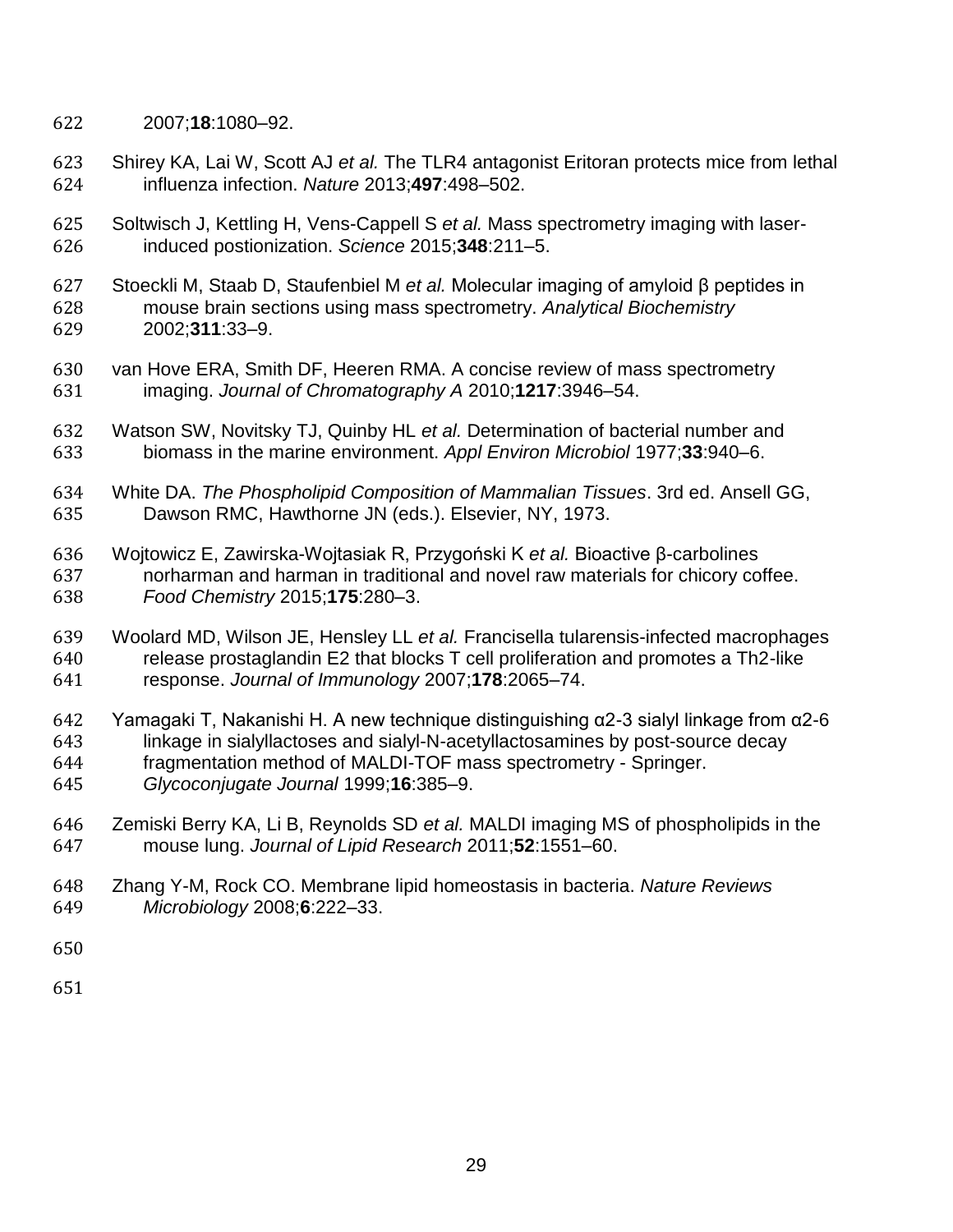2007;**18**:1080–92.

Shirey KA, Lai W, Scott AJ *et al.* The TLR4 antagonist Eritoran protects mice from lethal influenza infection. *Nature* 2013;**497**:498–502.

Soltwisch J, Kettling H, Vens-Cappell S *et al.* Mass spectrometry imaging with laser-induced postionization. *Science* 2015;**348**:211–5.

Stoeckli M, Staab D, Staufenbiel M *et al.* Molecular imaging of amyloid β peptides in mouse brain sections using mass spectrometry. *Analytical Biochemistry* 2002;**311**:33–9.

van Hove ERA, Smith DF, Heeren RMA. A concise review of mass spectrometry imaging. *Journal of Chromatography A* 2010;**1217**:3946–54.

Watson SW, Novitsky TJ, Quinby HL *et al.* Determination of bacterial number and biomass in the marine environment. *Appl Environ Microbiol* 1977;**33**:940–6.

White DA. *The Phospholipid Composition of Mammalian Tissues*. 3rd ed. Ansell GG, Dawson RMC, Hawthorne JN (eds.). Elsevier, NY, 1973.

Wojtowicz E, Zawirska-Wojtasiak R, Przygoński K *et al.* Bioactive β-carbolines norharman and harman in traditional and novel raw materials for chicory coffee. *Food Chemistry* 2015;**175**:280–3.

Woolard MD, Wilson JE, Hensley LL *et al.* Francisella tularensis-infected macrophages release prostaglandin E2 that blocks T cell proliferation and promotes a Th2-like response. *Journal of Immunology* 2007;**178**:2065–74.

Yamagaki T, Nakanishi H. A new technique distinguishing α2-3 sialyl linkage from α2-6 linkage in sialyllactoses and sialyl-N-acetyllactosamines by post-source decay fragmentation method of MALDI-TOF mass spectrometry - Springer. *Glycoconjugate Journal* 1999;**16**:385–9.

Zemiski Berry KA, Li B, Reynolds SD *et al.* MALDI imaging MS of phospholipids in the mouse lung. *Journal of Lipid Research* 2011;**52**:1551–60.

Zhang Y-M, Rock CO. Membrane lipid homeostasis in bacteria. *Nature Reviews Microbiology* 2008;**6**:222–33.